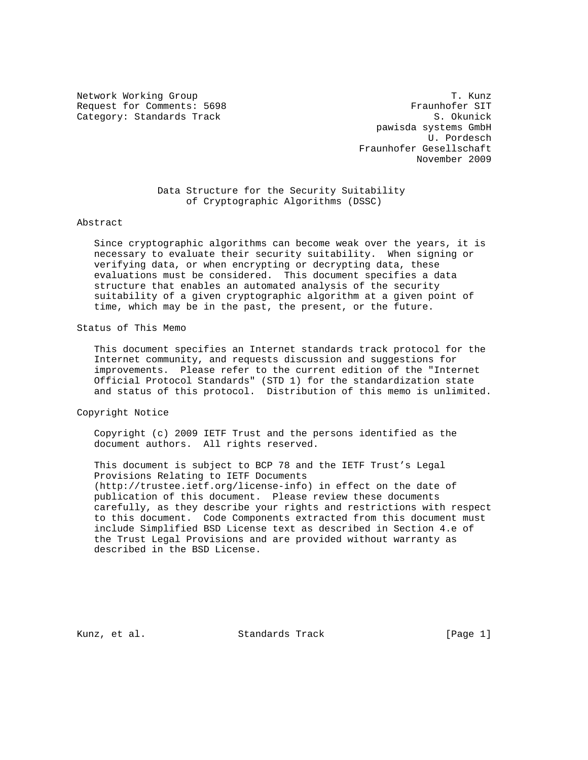Network Working Group T. Kunz
Request for Comments: 5698 Fraunhofer SIT
Category: Standards Track S. Okunick
pawisda systems GmbH
U. Pordesch
Fraunhofer Gesellschaft
November 2009

# Data Structure for the Security Suitability of Cryptographic Algorithms (DSSC)

## Abstract

Since cryptographic algorithms can become weak over the years, it is necessary to evaluate their security suitability. When signing or verifying data, or when encrypting or decrypting data, these evaluations must be considered. This document specifies a data structure that enables an automated analysis of the security suitability of a given cryptographic algorithm at a given point of time, which may be in the past, the present, or the future.

## Status of This Memo

This document specifies an Internet standards track protocol for the Internet community, and requests discussion and suggestions for improvements. Please refer to the current edition of the "Internet Official Protocol Standards" (STD 1) for the standardization state and status of this protocol. Distribution of this memo is unlimited.

## Copyright Notice

Copyright (c) 2009 IETF Trust and the persons identified as the document authors. All rights reserved.

This document is subject to BCP 78 and the IETF Trust's Legal Provisions Relating to IETF Documents (http://trustee.ietf.org/license-info) in effect on the date of publication of this document. Please review these documents carefully, as they describe your rights and restrictions with respect to this document. Code Components extracted from this document must include Simplified BSD License text as described in Section 4.e of the Trust Legal Provisions and are provided without warranty as described in the BSD License.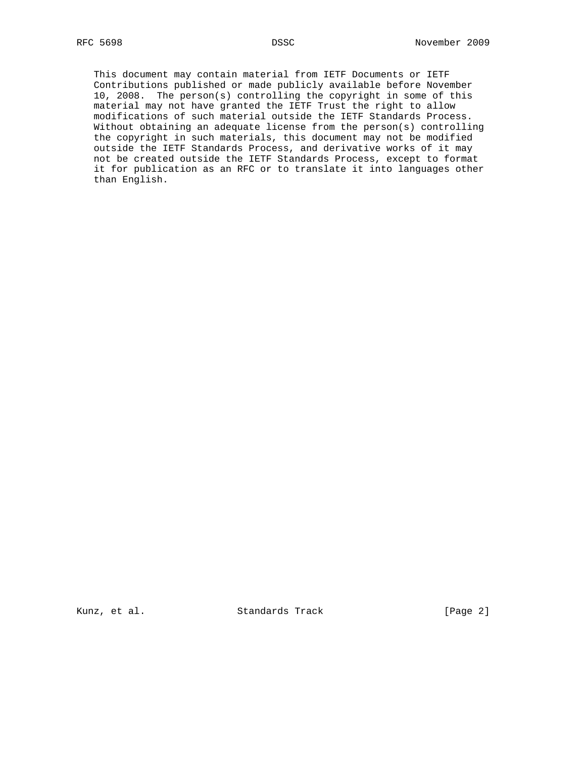This document may contain material from IETF Documents or IETF Contributions published or made publicly available before November 10, 2008. The person(s) controlling the copyright in some of this material may not have granted the IETF Trust the right to allow modifications of such material outside the IETF Standards Process. Without obtaining an adequate license from the person(s) controlling the copyright in such materials, this document may not be modified outside the IETF Standards Process, and derivative works of it may not be created outside the IETF Standards Process, except to format it for publication as an RFC or to translate it into languages other than English.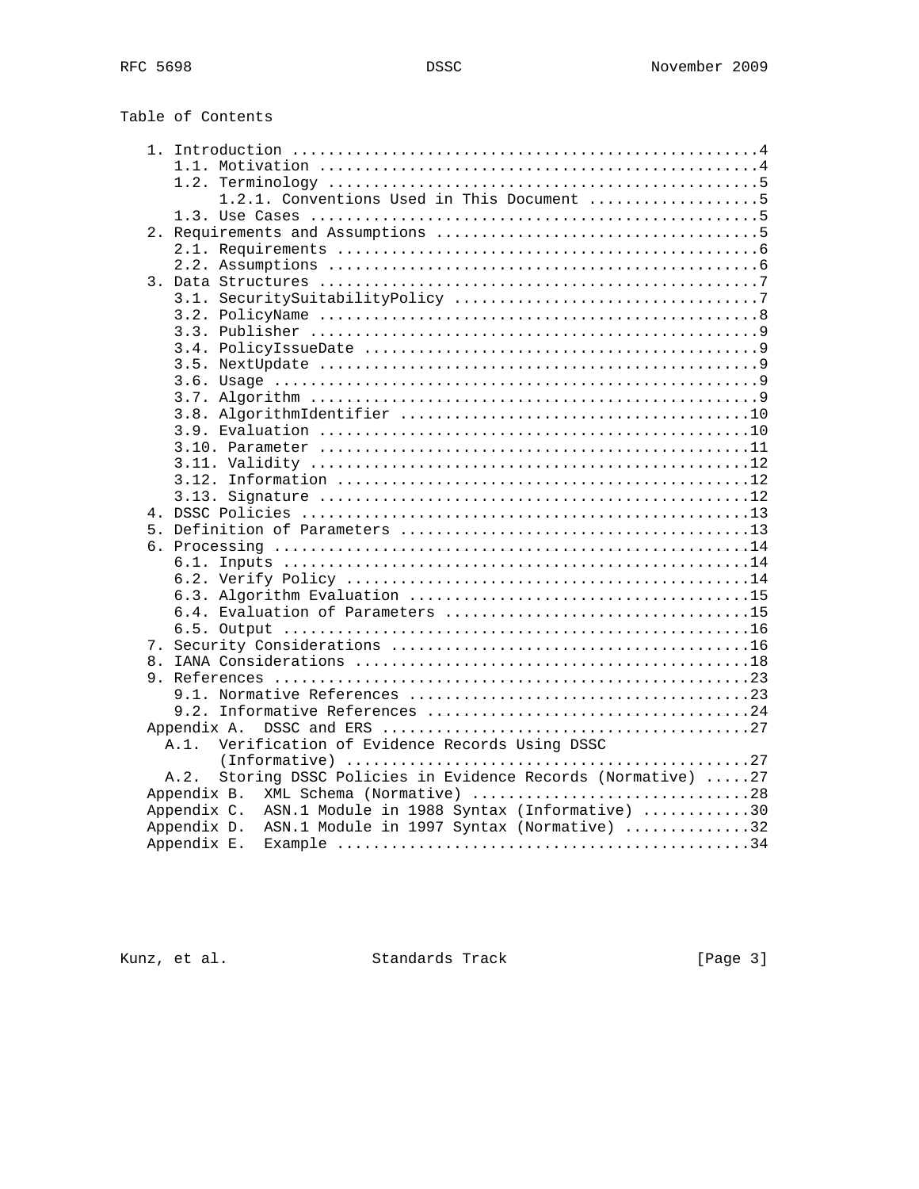Table of Contents

```
   1. Introduction ....................................................4
      1.1. Motivation .................................................4
      1.2. Terminology ................................................5
           1.2.1. Conventions Used in This Document ...................5
      1.3. Use Cases ..................................................5
   2. Requirements and Assumptions ....................................5
      2.1. Requirements ...............................................6
      2.2. Assumptions ................................................6
   3. Data Structures .................................................7
      3.1. SecuritySuitabilityPolicy ..................................7
      3.2. PolicyName .................................................8
      3.3. Publisher ..................................................9
      3.4. PolicyIssueDate ............................................9
      3.5. NextUpdate .................................................9
      3.6. Usage ......................................................9
      3.7. Algorithm ..................................................9
      3.8. AlgorithmIdentifier .......................................10
      3.9. Evaluation ................................................10
      3.10. Parameter ................................................11
      3.11. Validity .................................................12
      3.12. Information ..............................................12
      3.13. Signature ................................................12
   4. DSSC Policies ..................................................13
   5. Definition of Parameters .......................................13
   6. Processing .....................................................14
      6.1. Inputs ....................................................14
      6.2. Verify Policy .............................................14
      6.3. Algorithm Evaluation ......................................15
      6.4. Evaluation of Parameters ..................................15
      6.5. Output ....................................................16
   7. Security Considerations ........................................16
   8. IANA Considerations ............................................18
   9. References .....................................................23
      9.1. Normative References ......................................23
      9.2. Informative References ....................................24
   Appendix A.  DSSC and ERS .........................................27
     A.1.  Verification of Evidence Records Using DSSC
           (Informative) .............................................27
     A.2.  Storing DSSC Policies in Evidence Records (Normative) .....27
   Appendix B.  XML Schema (Normative) ...............................28
   Appendix C.  ASN.1 Module in 1988 Syntax (Informative) ............30
   Appendix D.  ASN.1 Module in 1997 Syntax (Normative) ..............32
   Appendix E.  Example ..............................................34
```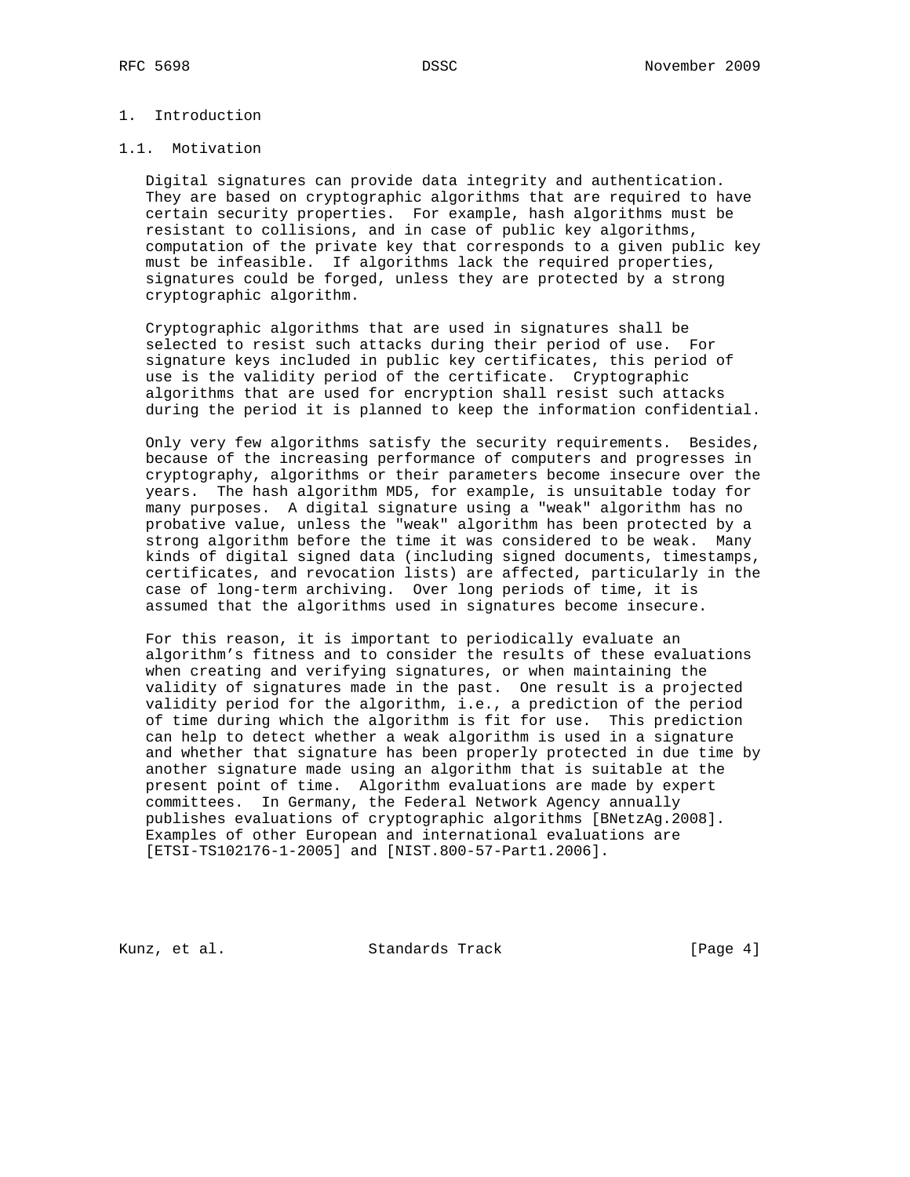# 1. Introduction

## 1.1. Motivation

Digital signatures can provide data integrity and authentication. They are based on cryptographic algorithms that are required to have certain security properties. For example, hash algorithms must be resistant to collisions, and in case of public key algorithms, computation of the private key that corresponds to a given public key must be infeasible. If algorithms lack the required properties, signatures could be forged, unless they are protected by a strong cryptographic algorithm.

Cryptographic algorithms that are used in signatures shall be selected to resist such attacks during their period of use. For signature keys included in public key certificates, this period of use is the validity period of the certificate. Cryptographic algorithms that are used for encryption shall resist such attacks during the period it is planned to keep the information confidential.

Only very few algorithms satisfy the security requirements. Besides, because of the increasing performance of computers and progresses in cryptography, algorithms or their parameters become insecure over the years. The hash algorithm MD5, for example, is unsuitable today for many purposes. A digital signature using a "weak" algorithm has no probative value, unless the "weak" algorithm has been protected by a strong algorithm before the time it was considered to be weak. Many kinds of digital signed data (including signed documents, timestamps, certificates, and revocation lists) are affected, particularly in the case of long-term archiving. Over long periods of time, it is assumed that the algorithms used in signatures become insecure.

For this reason, it is important to periodically evaluate an algorithm's fitness and to consider the results of these evaluations when creating and verifying signatures, or when maintaining the validity of signatures made in the past. One result is a projected validity period for the algorithm, i.e., a prediction of the period of time during which the algorithm is fit for use. This prediction can help to detect whether a weak algorithm is used in a signature and whether that signature has been properly protected in due time by another signature made using an algorithm that is suitable at the present point of time. Algorithm evaluations are made by expert committees. In Germany, the Federal Network Agency annually publishes evaluations of cryptographic algorithms [BNetzAg.2008]. Examples of other European and international evaluations are [ETSI-TS102176-1-2005] and [NIST.800-57-Part1.2006].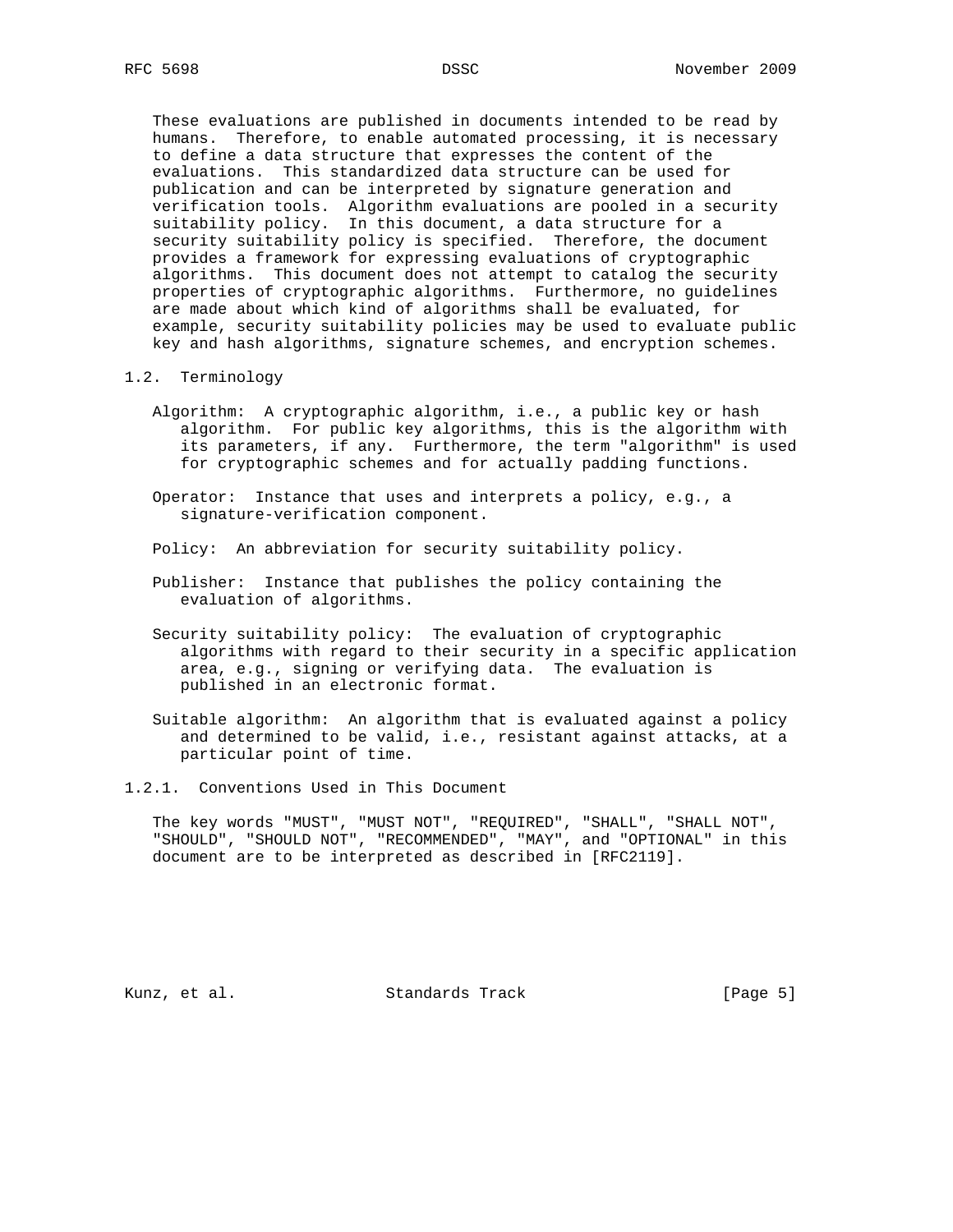These evaluations are published in documents intended to be read by humans. Therefore, to enable automated processing, it is necessary to define a data structure that expresses the content of the evaluations. This standardized data structure can be used for publication and can be interpreted by signature generation and verification tools. Algorithm evaluations are pooled in a security suitability policy. In this document, a data structure for a security suitability policy is specified. Therefore, the document provides a framework for expressing evaluations of cryptographic algorithms. This document does not attempt to catalog the security properties of cryptographic algorithms. Furthermore, no guidelines are made about which kind of algorithms shall be evaluated, for example, security suitability policies may be used to evaluate public key and hash algorithms, signature schemes, and encryption schemes.

## 1.2. Terminology

Algorithm: A cryptographic algorithm, i.e., a public key or hash algorithm. For public key algorithms, this is the algorithm with its parameters, if any. Furthermore, the term "algorithm" is used for cryptographic schemes and for actually padding functions.

Operator: Instance that uses and interprets a policy, e.g., a signature-verification component.

Policy: An abbreviation for security suitability policy.

Publisher: Instance that publishes the policy containing the evaluation of algorithms.

Security suitability policy: The evaluation of cryptographic algorithms with regard to their security in a specific application area, e.g., signing or verifying data. The evaluation is published in an electronic format.

Suitable algorithm: An algorithm that is evaluated against a policy and determined to be valid, i.e., resistant against attacks, at a particular point of time.

### 1.2.1. Conventions Used in This Document

The key words "MUST", "MUST NOT", "REQUIRED", "SHALL", "SHALL NOT", "SHOULD", "SHOULD NOT", "RECOMMENDED", "MAY", and "OPTIONAL" in this document are to be interpreted as described in [RFC2119].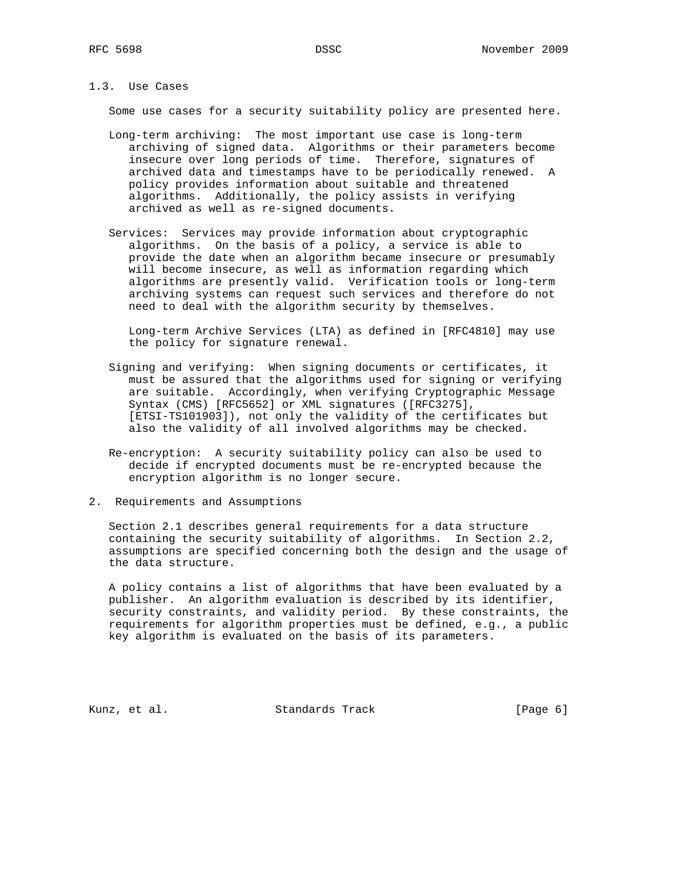### 1.3. Use Cases

Some use cases for a security suitability policy are presented here.

Long-term archiving: The most important use case is long-term archiving of signed data. Algorithms or their parameters become insecure over long periods of time. Therefore, signatures of archived data and timestamps have to be periodically renewed. A policy provides information about suitable and threatened algorithms. Additionally, the policy assists in verifying archived as well as re-signed documents.

Services: Services may provide information about cryptographic algorithms. On the basis of a policy, a service is able to provide the date when an algorithm became insecure or presumably will become insecure, as well as information regarding which algorithms are presently valid. Verification tools or long-term archiving systems can request such services and therefore do not need to deal with the algorithm security by themselves.

Long-term Archive Services (LTA) as defined in [RFC4810] may use the policy for signature renewal.

Signing and verifying: When signing documents or certificates, it must be assured that the algorithms used for signing or verifying are suitable. Accordingly, when verifying Cryptographic Message Syntax (CMS) [RFC5652] or XML signatures ([RFC3275], [ETSI-TS101903]), not only the validity of the certificates but also the validity of all involved algorithms may be checked.

Re-encryption: A security suitability policy can also be used to decide if encrypted documents must be re-encrypted because the encryption algorithm is no longer secure.

## 2. Requirements and Assumptions

Section 2.1 describes general requirements for a data structure containing the security suitability of algorithms. In Section 2.2, assumptions are specified concerning both the design and the usage of the data structure.

A policy contains a list of algorithms that have been evaluated by a publisher. An algorithm evaluation is described by its identifier, security constraints, and validity period. By these constraints, the requirements for algorithm properties must be defined, e.g., a public key algorithm is evaluated on the basis of its parameters.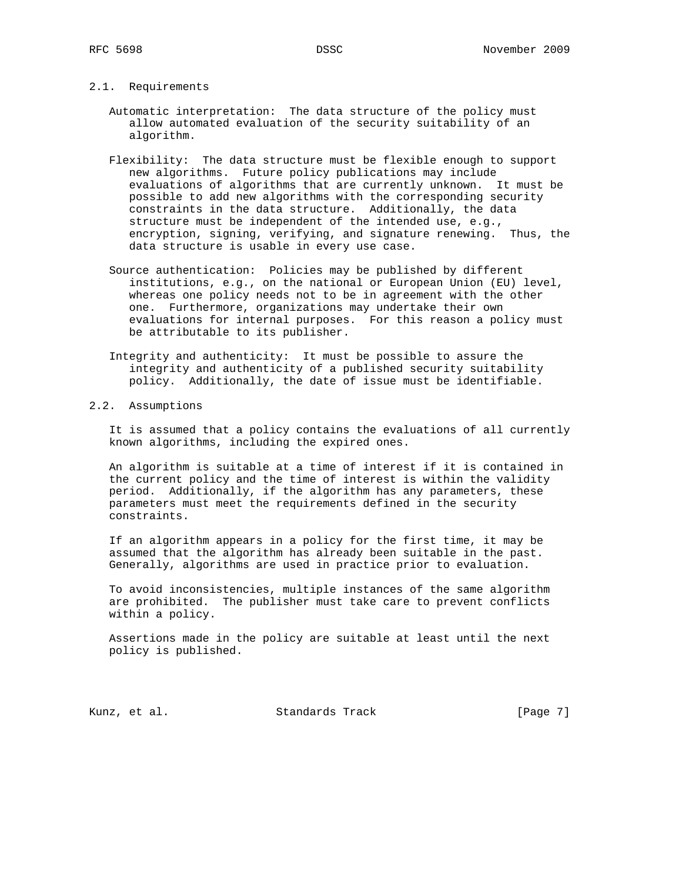### 2.1. Requirements

Automatic interpretation: The data structure of the policy must allow automated evaluation of the security suitability of an algorithm.

Flexibility: The data structure must be flexible enough to support new algorithms. Future policy publications may include evaluations of algorithms that are currently unknown. It must be possible to add new algorithms with the corresponding security constraints in the data structure. Additionally, the data structure must be independent of the intended use, e.g., encryption, signing, verifying, and signature renewing. Thus, the data structure is usable in every use case.

Source authentication: Policies may be published by different institutions, e.g., on the national or European Union (EU) level, whereas one policy needs not to be in agreement with the other one. Furthermore, organizations may undertake their own evaluations for internal purposes. For this reason a policy must be attributable to its publisher.

Integrity and authenticity: It must be possible to assure the integrity and authenticity of a published security suitability policy. Additionally, the date of issue must be identifiable.

### 2.2. Assumptions

It is assumed that a policy contains the evaluations of all currently known algorithms, including the expired ones.

An algorithm is suitable at a time of interest if it is contained in the current policy and the time of interest is within the validity period. Additionally, if the algorithm has any parameters, these parameters must meet the requirements defined in the security constraints.

If an algorithm appears in a policy for the first time, it may be assumed that the algorithm has already been suitable in the past. Generally, algorithms are used in practice prior to evaluation.

To avoid inconsistencies, multiple instances of the same algorithm are prohibited. The publisher must take care to prevent conflicts within a policy.

Assertions made in the policy are suitable at least until the next policy is published.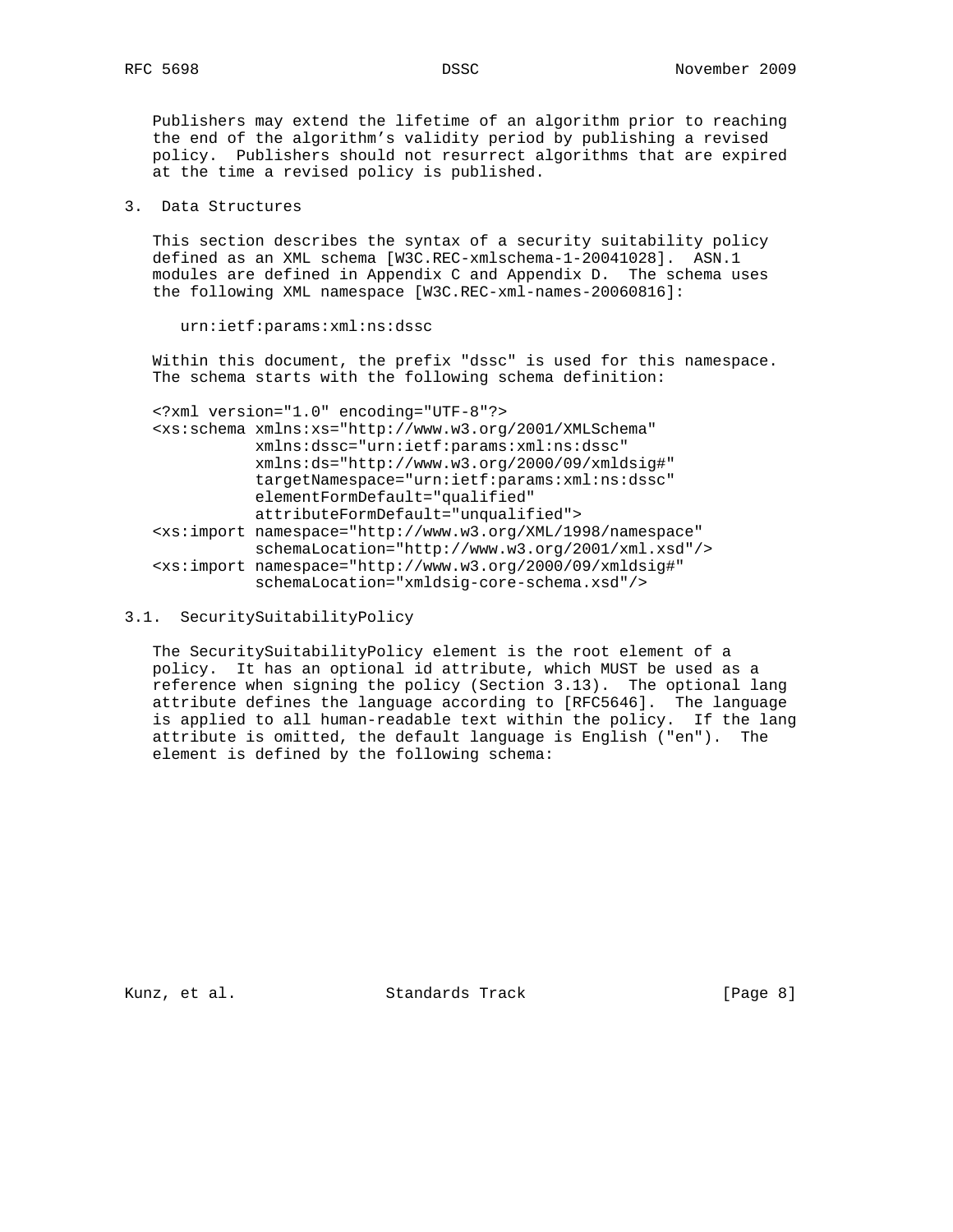Publishers may extend the lifetime of an algorithm prior to reaching the end of the algorithm's validity period by publishing a revised policy. Publishers should not resurrect algorithms that are expired at the time a revised policy is published.

## 3. Data Structures

This section describes the syntax of a security suitability policy defined as an XML schema [W3C.REC-xmlschema-1-20041028]. ASN.1 modules are defined in Appendix C and Appendix D. The schema uses the following XML namespace [W3C.REC-xml-names-20060816]:

```
urn:ietf:params:xml:ns:dssc
```

Within this document, the prefix "dssc" is used for this namespace. The schema starts with the following schema definition:

```
<?xml version="1.0" encoding="UTF-8"?>
<xs:schema xmlns:xs="http://www.w3.org/2001/XMLSchema"
           xmlns:dssc="urn:ietf:params:xml:ns:dssc"
           xmlns:ds="http://www.w3.org/2000/09/xmldsig#"
           targetNamespace="urn:ietf:params:xml:ns:dssc"
           elementFormDefault="qualified"
           attributeFormDefault="unqualified">
<xs:import namespace="http://www.w3.org/XML/1998/namespace"
           schemaLocation="http://www.w3.org/2001/xml.xsd"/>
<xs:import namespace="http://www.w3.org/2000/09/xmldsig#"
           schemaLocation="xmldsig-core-schema.xsd"/>
```

### 3.1. SecuritySuitabilityPolicy

The SecuritySuitabilityPolicy element is the root element of a policy. It has an optional id attribute, which MUST be used as a reference when signing the policy (Section 3.13). The optional lang attribute defines the language according to [RFC5646]. The language is applied to all human-readable text within the policy. If the lang attribute is omitted, the default language is English ("en"). The element is defined by the following schema: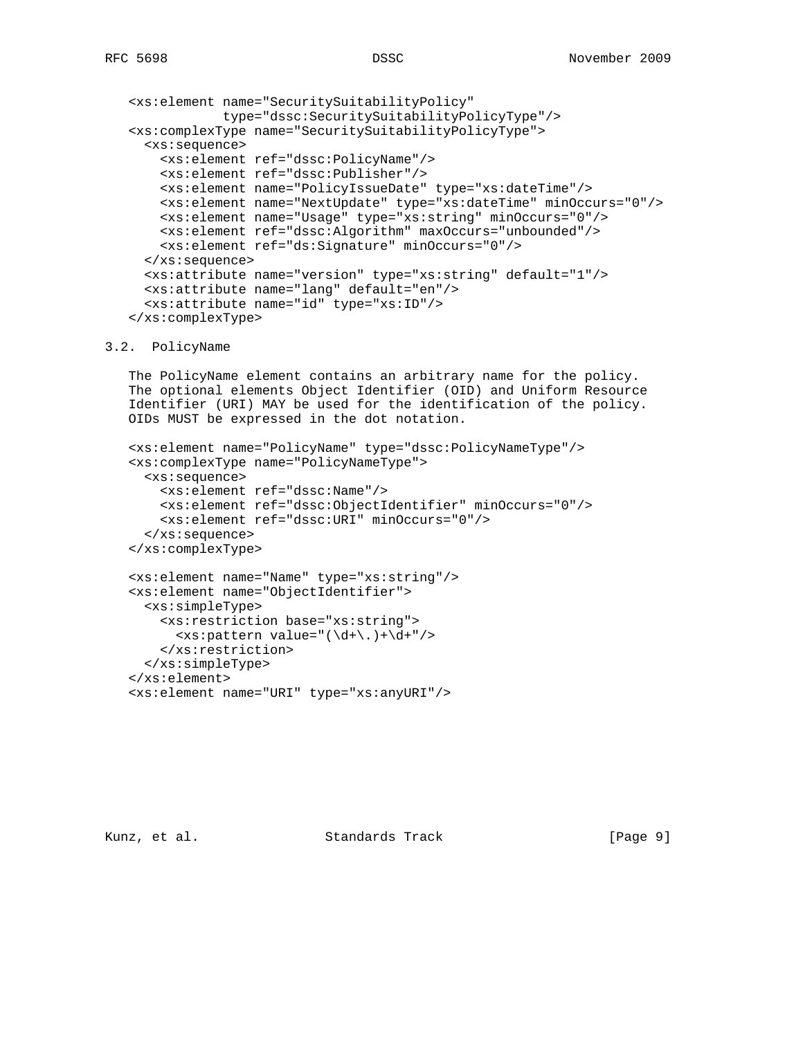```
<xs:element name="SecuritySuitabilityPolicy"
            type="dssc:SecuritySuitabilityPolicyType"/>
<xs:complexType name="SecuritySuitabilityPolicyType">
  <xs:sequence>
    <xs:element ref="dssc:PolicyName"/>
    <xs:element ref="dssc:Publisher"/>
    <xs:element name="PolicyIssueDate" type="xs:dateTime"/>
    <xs:element name="NextUpdate" type="xs:dateTime" minOccurs="0"/>
    <xs:element name="Usage" type="xs:string" minOccurs="0"/>
    <xs:element ref="dssc:Algorithm" maxOccurs="unbounded"/>
    <xs:element ref="ds:Signature" minOccurs="0"/>
  </xs:sequence>
  <xs:attribute name="version" type="xs:string" default="1"/>
  <xs:attribute name="lang" default="en"/>
  <xs:attribute name="id" type="xs:ID"/>
</xs:complexType>
```

### 3.2. PolicyName

The PolicyName element contains an arbitrary name for the policy. The optional elements Object Identifier (OID) and Uniform Resource Identifier (URI) MAY be used for the identification of the policy. OIDs MUST be expressed in the dot notation.

```
<xs:element name="PolicyName" type="dssc:PolicyNameType"/>
<xs:complexType name="PolicyNameType">
  <xs:sequence>
    <xs:element ref="dssc:Name"/>
    <xs:element ref="dssc:ObjectIdentifier" minOccurs="0"/>
    <xs:element ref="dssc:URI" minOccurs="0"/>
  </xs:sequence>
</xs:complexType>

<xs:element name="Name" type="xs:string"/>
<xs:element name="ObjectIdentifier">
  <xs:simpleType>
    <xs:restriction base="xs:string">
      <xs:pattern value="(\d+\.)+\d+"/>
    </xs:restriction>
  </xs:simpleType>
</xs:element>
<xs:element name="URI" type="xs:anyURI"/>
```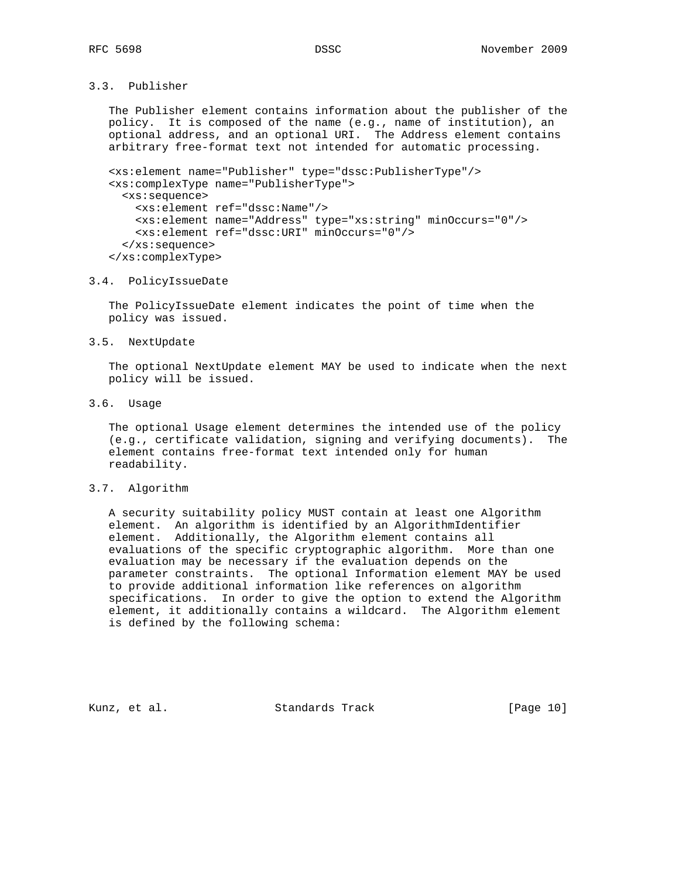### 3.3. Publisher

The Publisher element contains information about the publisher of the policy. It is composed of the name (e.g., name of institution), an optional address, and an optional URI. The Address element contains arbitrary free-format text not intended for automatic processing.

```
<xs:element name="Publisher" type="dssc:PublisherType"/>
<xs:complexType name="PublisherType">
  <xs:sequence>
    <xs:element ref="dssc:Name"/>
    <xs:element name="Address" type="xs:string" minOccurs="0"/>
    <xs:element ref="dssc:URI" minOccurs="0"/>
  </xs:sequence>
</xs:complexType>
```

### 3.4. PolicyIssueDate

The PolicyIssueDate element indicates the point of time when the policy was issued.

### 3.5. NextUpdate

The optional NextUpdate element MAY be used to indicate when the next policy will be issued.

### 3.6. Usage

The optional Usage element determines the intended use of the policy (e.g., certificate validation, signing and verifying documents). The element contains free-format text intended only for human readability.

### 3.7. Algorithm

A security suitability policy MUST contain at least one Algorithm element. An algorithm is identified by an AlgorithmIdentifier element. Additionally, the Algorithm element contains all evaluations of the specific cryptographic algorithm. More than one evaluation may be necessary if the evaluation depends on the parameter constraints. The optional Information element MAY be used to provide additional information like references on algorithm specifications. In order to give the option to extend the Algorithm element, it additionally contains a wildcard. The Algorithm element is defined by the following schema: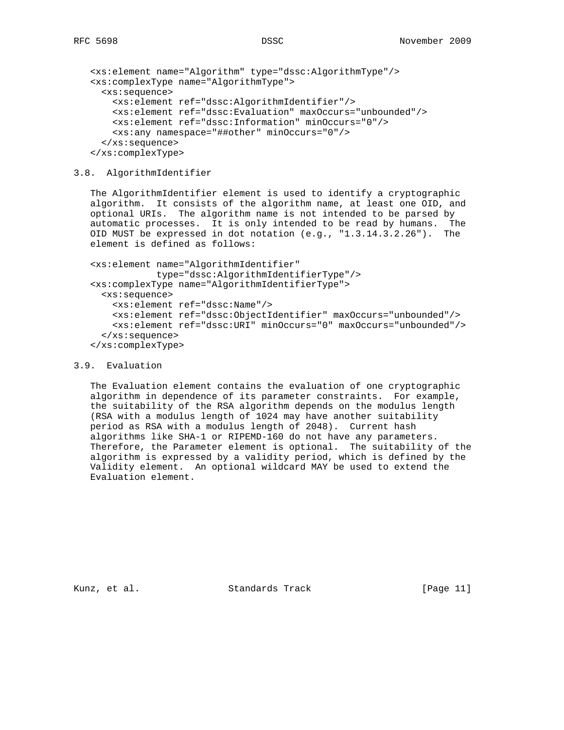```
<xs:element name="Algorithm" type="dssc:AlgorithmType"/>
<xs:complexType name="AlgorithmType">
  <xs:sequence>
    <xs:element ref="dssc:AlgorithmIdentifier"/>
    <xs:element ref="dssc:Evaluation" maxOccurs="unbounded"/>
    <xs:element ref="dssc:Information" minOccurs="0"/>
    <xs:any namespace="##other" minOccurs="0"/>
  </xs:sequence>
</xs:complexType>
```

### 3.8. AlgorithmIdentifier

The AlgorithmIdentifier element is used to identify a cryptographic algorithm. It consists of the algorithm name, at least one OID, and optional URIs. The algorithm name is not intended to be parsed by automatic processes. It is only intended to be read by humans. The OID MUST be expressed in dot notation (e.g., "1.3.14.3.2.26"). The element is defined as follows:

```
<xs:element name="AlgorithmIdentifier"
            type="dssc:AlgorithmIdentifierType"/>
<xs:complexType name="AlgorithmIdentifierType">
  <xs:sequence>
    <xs:element ref="dssc:Name"/>
    <xs:element ref="dssc:ObjectIdentifier" maxOccurs="unbounded"/>
    <xs:element ref="dssc:URI" minOccurs="0" maxOccurs="unbounded"/>
  </xs:sequence>
</xs:complexType>
```

### 3.9. Evaluation

The Evaluation element contains the evaluation of one cryptographic algorithm in dependence of its parameter constraints. For example, the suitability of the RSA algorithm depends on the modulus length (RSA with a modulus length of 1024 may have another suitability period as RSA with a modulus length of 2048). Current hash algorithms like SHA-1 or RIPEMD-160 do not have any parameters. Therefore, the Parameter element is optional. The suitability of the algorithm is expressed by a validity period, which is defined by the Validity element. An optional wildcard MAY be used to extend the Evaluation element.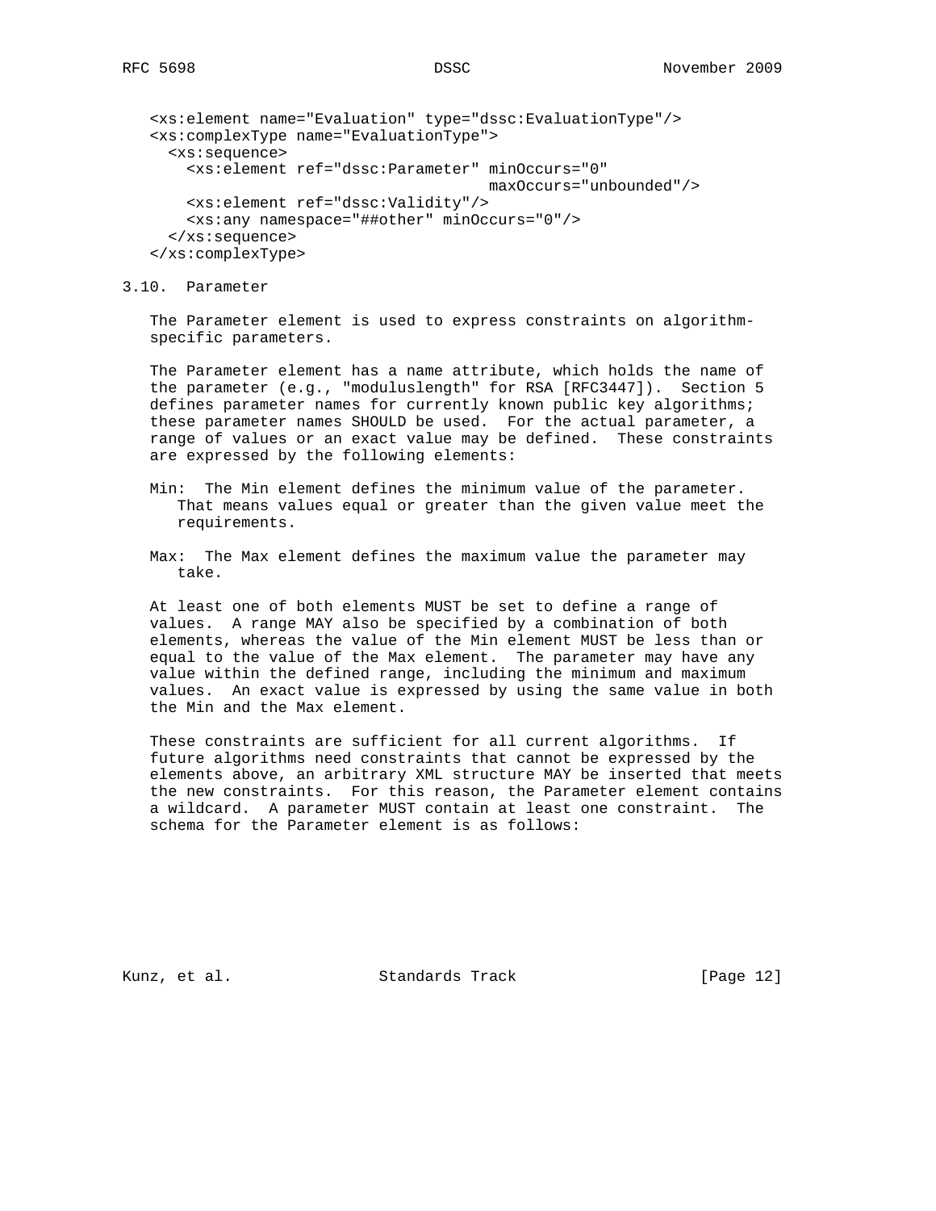```
<xs:element name="Evaluation" type="dssc:EvaluationType"/>
<xs:complexType name="EvaluationType">
  <xs:sequence>
    <xs:element ref="dssc:Parameter" minOccurs="0"
                                     maxOccurs="unbounded"/>
    <xs:element ref="dssc:Validity"/>
    <xs:any namespace="##other" minOccurs="0"/>
  </xs:sequence>
</xs:complexType>
```

## 3.10. Parameter

The Parameter element is used to express constraints on algorithm-specific parameters.

The Parameter element has a name attribute, which holds the name of the parameter (e.g., "moduluslength" for RSA [RFC3447]). Section 5 defines parameter names for currently known public key algorithms; these parameter names SHOULD be used. For the actual parameter, a range of values or an exact value may be defined. These constraints are expressed by the following elements:

Min: The Min element defines the minimum value of the parameter. That means values equal or greater than the given value meet the requirements.

Max: The Max element defines the maximum value the parameter may take.

At least one of both elements MUST be set to define a range of values. A range MAY also be specified by a combination of both elements, whereas the value of the Min element MUST be less than or equal to the value of the Max element. The parameter may have any value within the defined range, including the minimum and maximum values. An exact value is expressed by using the same value in both the Min and the Max element.

These constraints are sufficient for all current algorithms. If future algorithms need constraints that cannot be expressed by the elements above, an arbitrary XML structure MAY be inserted that meets the new constraints. For this reason, the Parameter element contains a wildcard. A parameter MUST contain at least one constraint. The schema for the Parameter element is as follows: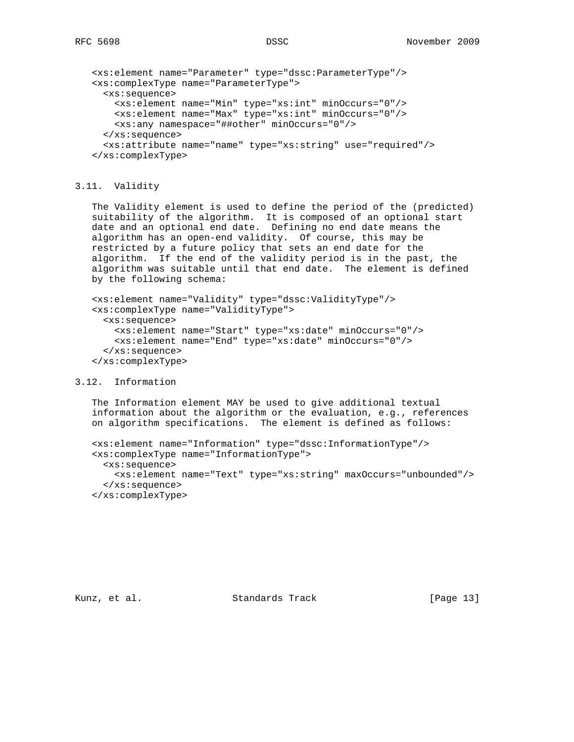```
<xs:element name="Parameter" type="dssc:ParameterType"/>
<xs:complexType name="ParameterType">
  <xs:sequence>
    <xs:element name="Min" type="xs:int" minOccurs="0"/>
    <xs:element name="Max" type="xs:int" minOccurs="0"/>
    <xs:any namespace="##other" minOccurs="0"/>
  </xs:sequence>
  <xs:attribute name="name" type="xs:string" use="required"/>
</xs:complexType>
```

## 3.11. Validity

The Validity element is used to define the period of the (predicted) suitability of the algorithm. It is composed of an optional start date and an optional end date. Defining no end date means the algorithm has an open-end validity. Of course, this may be restricted by a future policy that sets an end date for the algorithm. If the end of the validity period is in the past, the algorithm was suitable until that end date. The element is defined by the following schema:

```
<xs:element name="Validity" type="dssc:ValidityType"/>
<xs:complexType name="ValidityType">
  <xs:sequence>
    <xs:element name="Start" type="xs:date" minOccurs="0"/>
    <xs:element name="End" type="xs:date" minOccurs="0"/>
  </xs:sequence>
</xs:complexType>
```

## 3.12. Information

The Information element MAY be used to give additional textual information about the algorithm or the evaluation, e.g., references on algorithm specifications. The element is defined as follows:

```
<xs:element name="Information" type="dssc:InformationType"/>
<xs:complexType name="InformationType">
  <xs:sequence>
    <xs:element name="Text" type="xs:string" maxOccurs="unbounded"/>
  </xs:sequence>
</xs:complexType>
```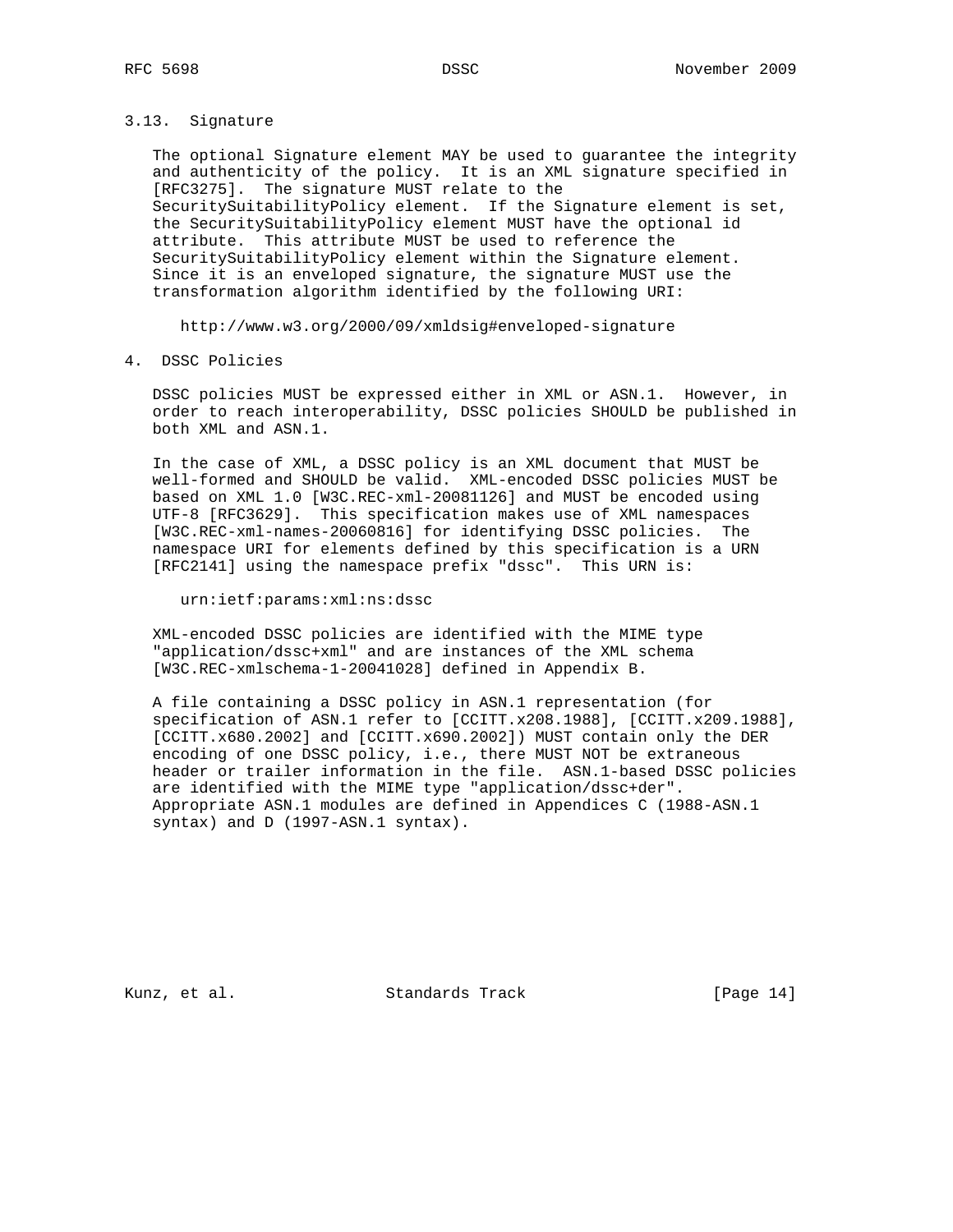### 3.13. Signature

The optional Signature element MAY be used to guarantee the integrity and authenticity of the policy. It is an XML signature specified in [RFC3275]. The signature MUST relate to the SecuritySuitabilityPolicy element. If the Signature element is set, the SecuritySuitabilityPolicy element MUST have the optional id attribute. This attribute MUST be used to reference the SecuritySuitabilityPolicy element within the Signature element. Since it is an enveloped signature, the signature MUST use the transformation algorithm identified by the following URI:

http://www.w3.org/2000/09/xmldsig#enveloped-signature

## 4. DSSC Policies

DSSC policies MUST be expressed either in XML or ASN.1. However, in order to reach interoperability, DSSC policies SHOULD be published in both XML and ASN.1.

In the case of XML, a DSSC policy is an XML document that MUST be well-formed and SHOULD be valid. XML-encoded DSSC policies MUST be based on XML 1.0 [W3C.REC-xml-20081126] and MUST be encoded using UTF-8 [RFC3629]. This specification makes use of XML namespaces [W3C.REC-xml-names-20060816] for identifying DSSC policies. The namespace URI for elements defined by this specification is a URN [RFC2141] using the namespace prefix "dssc". This URN is:

urn:ietf:params:xml:ns:dssc

XML-encoded DSSC policies are identified with the MIME type "application/dssc+xml" and are instances of the XML schema [W3C.REC-xmlschema-1-20041028] defined in Appendix B.

A file containing a DSSC policy in ASN.1 representation (for specification of ASN.1 refer to [CCITT.x208.1988], [CCITT.x209.1988], [CCITT.x680.2002] and [CCITT.x690.2002]) MUST contain only the DER encoding of one DSSC policy, i.e., there MUST NOT be extraneous header or trailer information in the file. ASN.1-based DSSC policies are identified with the MIME type "application/dssc+der". Appropriate ASN.1 modules are defined in Appendices C (1988-ASN.1 syntax) and D (1997-ASN.1 syntax).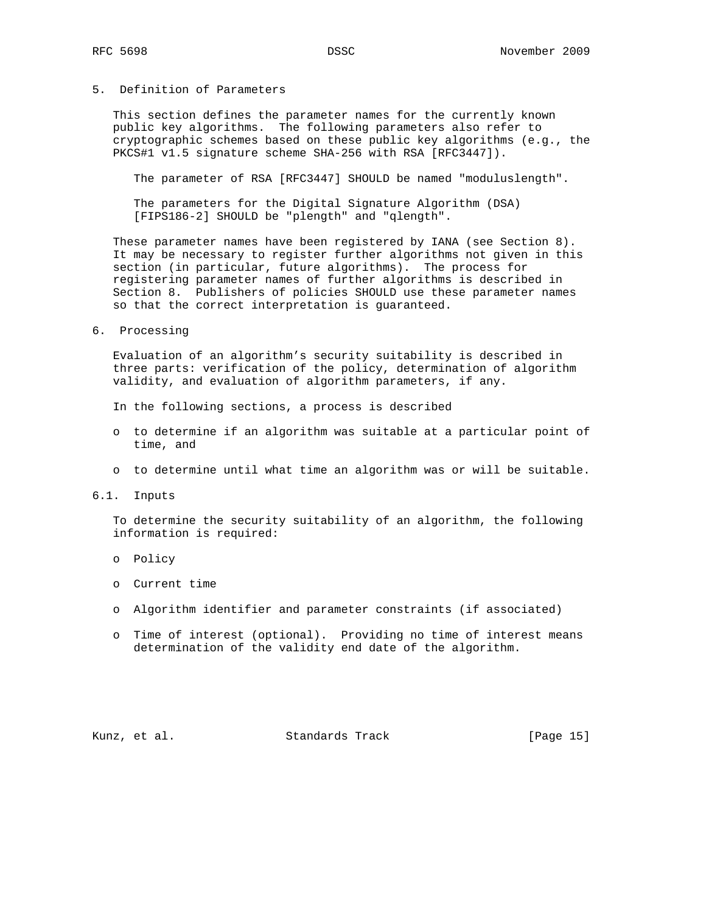## 5. Definition of Parameters

This section defines the parameter names for the currently known public key algorithms. The following parameters also refer to cryptographic schemes based on these public key algorithms (e.g., the PKCS#1 v1.5 signature scheme SHA-256 with RSA [RFC3447]).

The parameter of RSA [RFC3447] SHOULD be named "moduluslength".

The parameters for the Digital Signature Algorithm (DSA) [FIPS186-2] SHOULD be "plength" and "qlength".

These parameter names have been registered by IANA (see Section 8). It may be necessary to register further algorithms not given in this section (in particular, future algorithms). The process for registering parameter names of further algorithms is described in Section 8. Publishers of policies SHOULD use these parameter names so that the correct interpretation is guaranteed.

## 6. Processing

Evaluation of an algorithm's security suitability is described in three parts: verification of the policy, determination of algorithm validity, and evaluation of algorithm parameters, if any.

In the following sections, a process is described

- to determine if an algorithm was suitable at a particular point of time, and
- to determine until what time an algorithm was or will be suitable.

### 6.1. Inputs

To determine the security suitability of an algorithm, the following information is required:

- Policy
- Current time
- Algorithm identifier and parameter constraints (if associated)
- Time of interest (optional). Providing no time of interest means determination of the validity end date of the algorithm.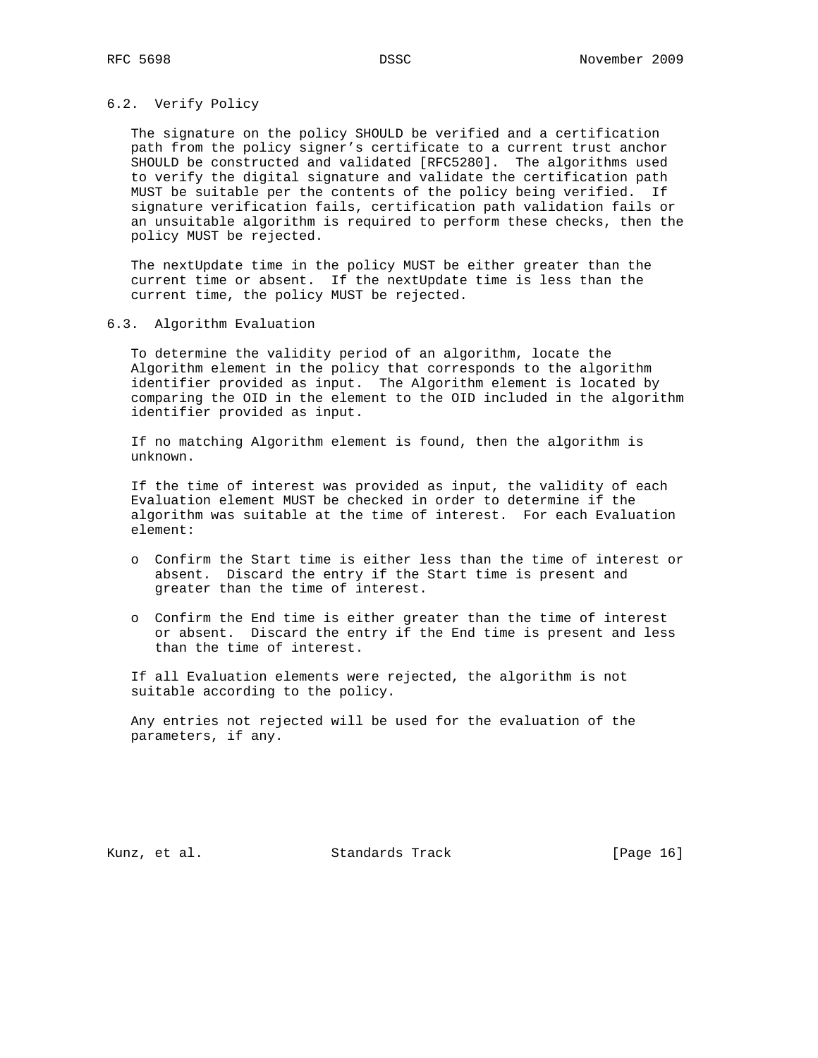### 6.2. Verify Policy

The signature on the policy SHOULD be verified and a certification path from the policy signer's certificate to a current trust anchor SHOULD be constructed and validated [RFC5280]. The algorithms used to verify the digital signature and validate the certification path MUST be suitable per the contents of the policy being verified. If signature verification fails, certification path validation fails or an unsuitable algorithm is required to perform these checks, then the policy MUST be rejected.

The nextUpdate time in the policy MUST be either greater than the current time or absent. If the nextUpdate time is less than the current time, the policy MUST be rejected.

### 6.3. Algorithm Evaluation

To determine the validity period of an algorithm, locate the Algorithm element in the policy that corresponds to the algorithm identifier provided as input. The Algorithm element is located by comparing the OID in the element to the OID included in the algorithm identifier provided as input.

If no matching Algorithm element is found, then the algorithm is unknown.

If the time of interest was provided as input, the validity of each Evaluation element MUST be checked in order to determine if the algorithm was suitable at the time of interest. For each Evaluation element:

- Confirm the Start time is either less than the time of interest or absent. Discard the entry if the Start time is present and greater than the time of interest.
- Confirm the End time is either greater than the time of interest or absent. Discard the entry if the End time is present and less than the time of interest.

If all Evaluation elements were rejected, the algorithm is not suitable according to the policy.

Any entries not rejected will be used for the evaluation of the parameters, if any.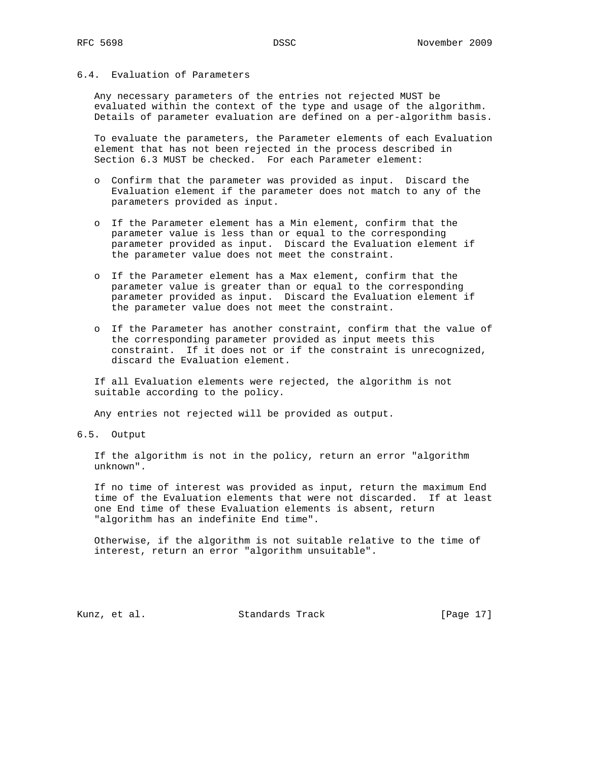### 6.4. Evaluation of Parameters

Any necessary parameters of the entries not rejected MUST be evaluated within the context of the type and usage of the algorithm. Details of parameter evaluation are defined on a per-algorithm basis.

To evaluate the parameters, the Parameter elements of each Evaluation element that has not been rejected in the process described in Section 6.3 MUST be checked. For each Parameter element:

- Confirm that the parameter was provided as input. Discard the Evaluation element if the parameter does not match to any of the parameters provided as input.
- If the Parameter element has a Min element, confirm that the parameter value is less than or equal to the corresponding parameter provided as input. Discard the Evaluation element if the parameter value does not meet the constraint.
- If the Parameter element has a Max element, confirm that the parameter value is greater than or equal to the corresponding parameter provided as input. Discard the Evaluation element if the parameter value does not meet the constraint.
- If the Parameter has another constraint, confirm that the value of the corresponding parameter provided as input meets this constraint. If it does not or if the constraint is unrecognized, discard the Evaluation element.

If all Evaluation elements were rejected, the algorithm is not suitable according to the policy.

Any entries not rejected will be provided as output.

### 6.5. Output

If the algorithm is not in the policy, return an error "algorithm unknown".

If no time of interest was provided as input, return the maximum End time of the Evaluation elements that were not discarded. If at least one End time of these Evaluation elements is absent, return "algorithm has an indefinite End time".

Otherwise, if the algorithm is not suitable relative to the time of interest, return an error "algorithm unsuitable".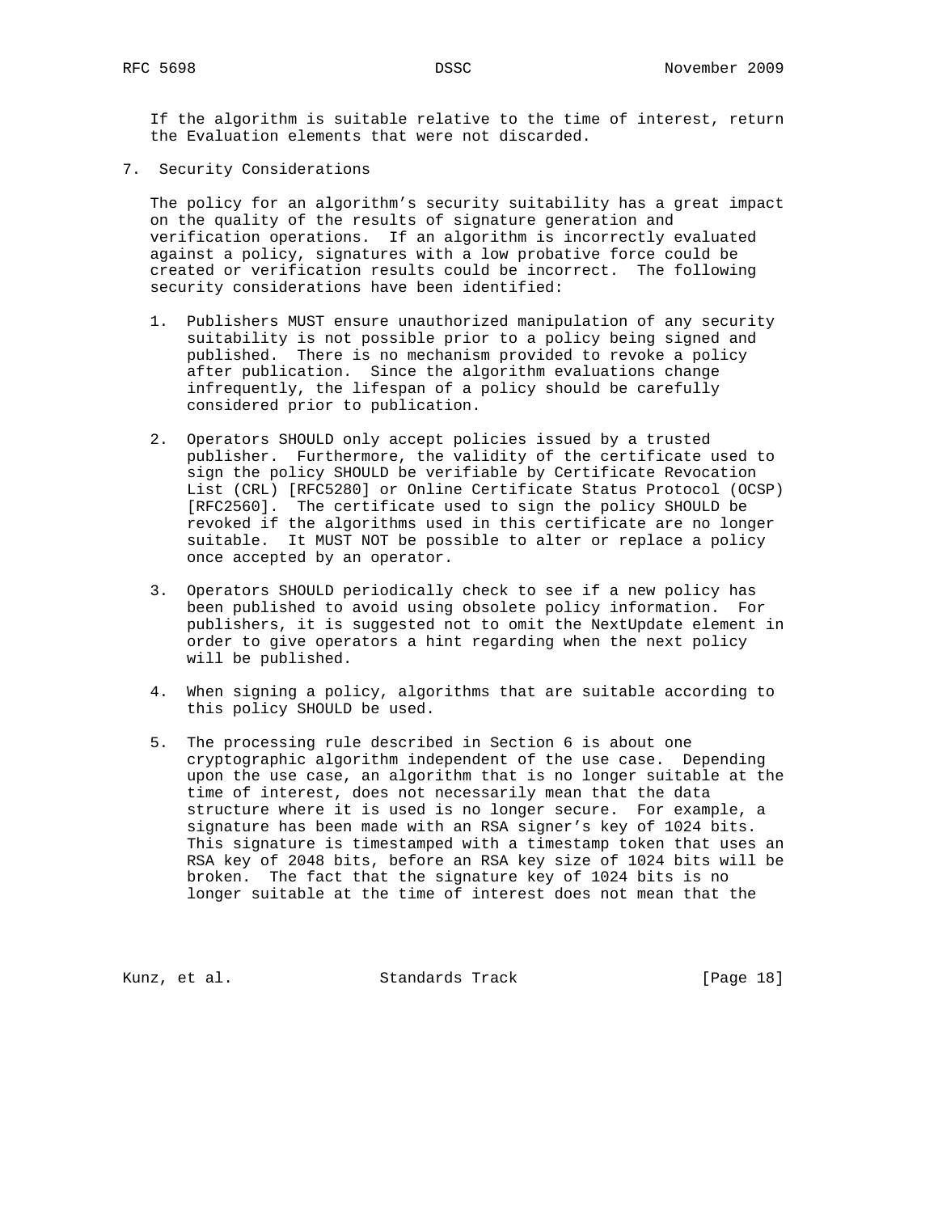If the algorithm is suitable relative to the time of interest, return the Evaluation elements that were not discarded.

## 7. Security Considerations

The policy for an algorithm's security suitability has a great impact on the quality of the results of signature generation and verification operations. If an algorithm is incorrectly evaluated against a policy, signatures with a low probative force could be created or verification results could be incorrect. The following security considerations have been identified:

1. Publishers MUST ensure unauthorized manipulation of any security suitability is not possible prior to a policy being signed and published. There is no mechanism provided to revoke a policy after publication. Since the algorithm evaluations change infrequently, the lifespan of a policy should be carefully considered prior to publication.

2. Operators SHOULD only accept policies issued by a trusted publisher. Furthermore, the validity of the certificate used to sign the policy SHOULD be verifiable by Certificate Revocation List (CRL) [RFC5280] or Online Certificate Status Protocol (OCSP) [RFC2560]. The certificate used to sign the policy SHOULD be revoked if the algorithms used in this certificate are no longer suitable. It MUST NOT be possible to alter or replace a policy once accepted by an operator.

3. Operators SHOULD periodically check to see if a new policy has been published to avoid using obsolete policy information. For publishers, it is suggested not to omit the NextUpdate element in order to give operators a hint regarding when the next policy will be published.

4. When signing a policy, algorithms that are suitable according to this policy SHOULD be used.

5. The processing rule described in Section 6 is about one cryptographic algorithm independent of the use case. Depending upon the use case, an algorithm that is no longer suitable at the time of interest, does not necessarily mean that the data structure where it is used is no longer secure. For example, a signature has been made with an RSA signer's key of 1024 bits. This signature is timestamped with a timestamp token that uses an RSA key of 2048 bits, before an RSA key size of 1024 bits will be broken. The fact that the signature key of 1024 bits is no longer suitable at the time of interest does not mean that the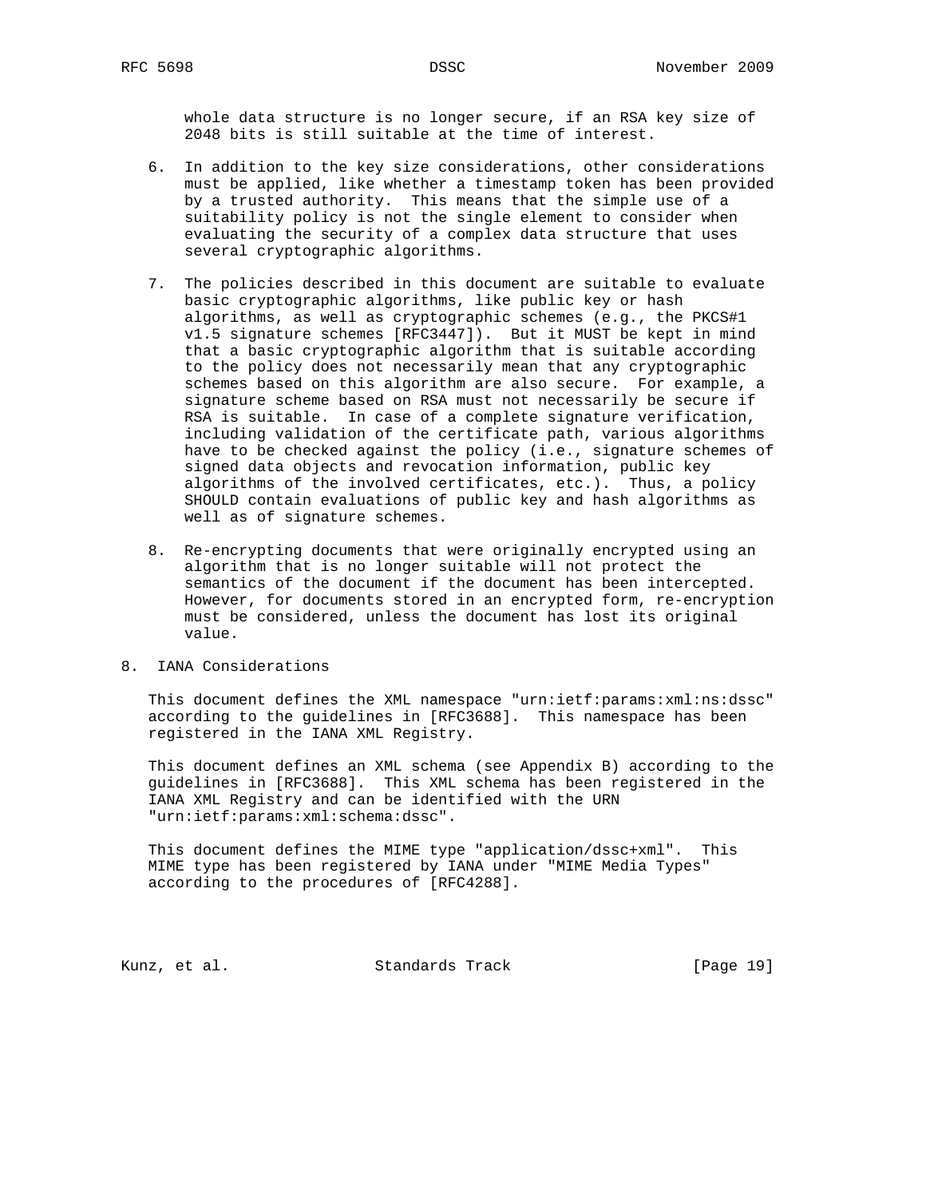whole data structure is no longer secure, if an RSA key size of 2048 bits is still suitable at the time of interest.

6. In addition to the key size considerations, other considerations must be applied, like whether a timestamp token has been provided by a trusted authority. This means that the simple use of a suitability policy is not the single element to consider when evaluating the security of a complex data structure that uses several cryptographic algorithms.

7. The policies described in this document are suitable to evaluate basic cryptographic algorithms, like public key or hash algorithms, as well as cryptographic schemes (e.g., the PKCS#1 v1.5 signature schemes [RFC3447]). But it MUST be kept in mind that a basic cryptographic algorithm that is suitable according to the policy does not necessarily mean that any cryptographic schemes based on this algorithm are also secure. For example, a signature scheme based on RSA must not necessarily be secure if RSA is suitable. In case of a complete signature verification, including validation of the certificate path, various algorithms have to be checked against the policy (i.e., signature schemes of signed data objects and revocation information, public key algorithms of the involved certificates, etc.). Thus, a policy SHOULD contain evaluations of public key and hash algorithms as well as of signature schemes.

8. Re-encrypting documents that were originally encrypted using an algorithm that is no longer suitable will not protect the semantics of the document if the document has been intercepted. However, for documents stored in an encrypted form, re-encryption must be considered, unless the document has lost its original value.

# 8. IANA Considerations

This document defines the XML namespace "urn:ietf:params:xml:ns:dssc" according to the guidelines in [RFC3688]. This namespace has been registered in the IANA XML Registry.

This document defines an XML schema (see Appendix B) according to the guidelines in [RFC3688]. This XML schema has been registered in the IANA XML Registry and can be identified with the URN "urn:ietf:params:xml:schema:dssc".

This document defines the MIME type "application/dssc+xml". This MIME type has been registered by IANA under "MIME Media Types" according to the procedures of [RFC4288].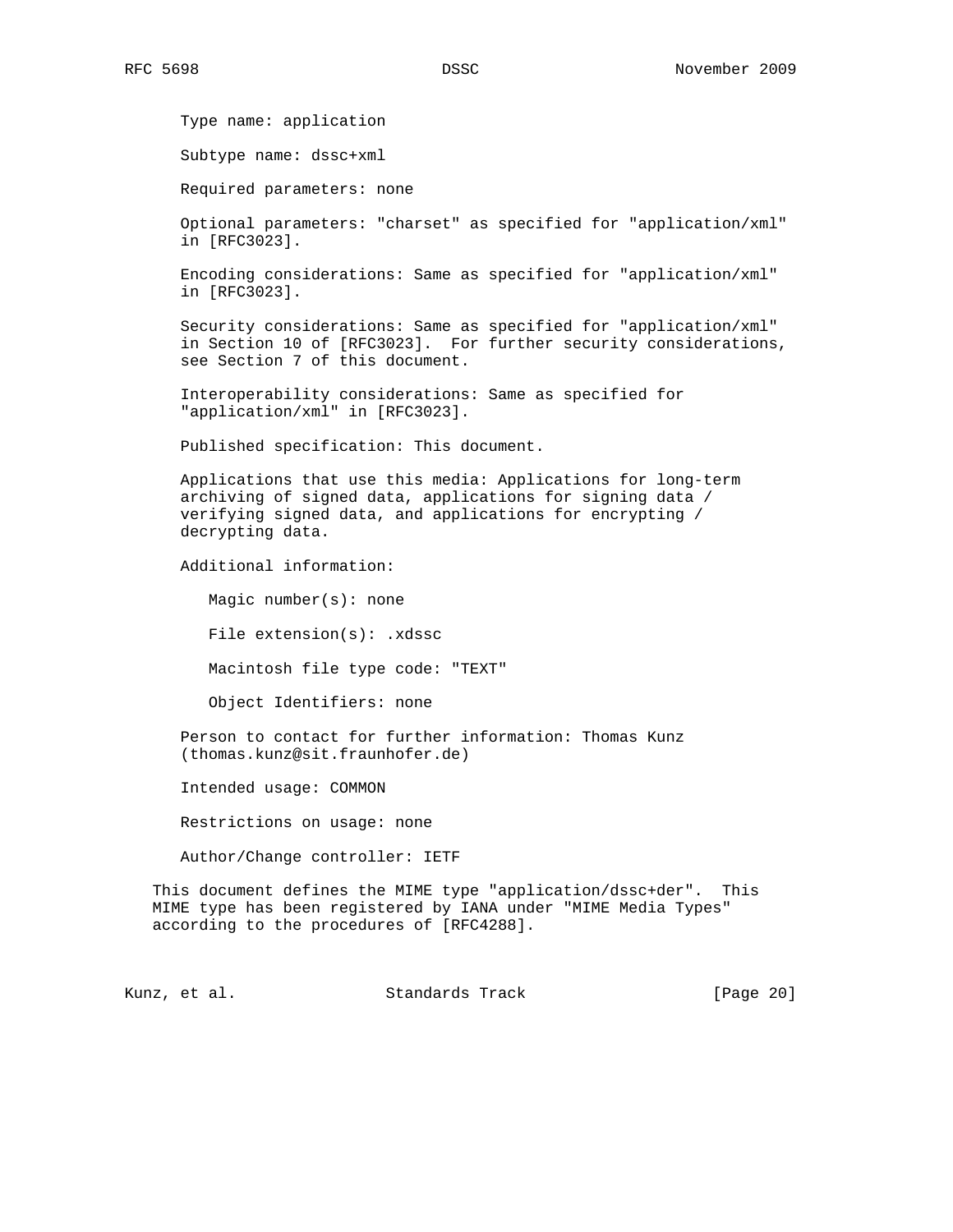Type name: application

Subtype name: dssc+xml

Required parameters: none

Optional parameters: "charset" as specified for "application/xml" in [RFC3023].

Encoding considerations: Same as specified for "application/xml" in [RFC3023].

Security considerations: Same as specified for "application/xml" in Section 10 of [RFC3023]. For further security considerations, see Section 7 of this document.

Interoperability considerations: Same as specified for "application/xml" in [RFC3023].

Published specification: This document.

Applications that use this media: Applications for long-term archiving of signed data, applications for signing data / verifying signed data, and applications for encrypting / decrypting data.

Additional information:

Magic number(s): none

File extension(s): .xdssc

Macintosh file type code: "TEXT"

Object Identifiers: none

Person to contact for further information: Thomas Kunz (thomas.kunz@sit.fraunhofer.de)

Intended usage: COMMON

Restrictions on usage: none

Author/Change controller: IETF

This document defines the MIME type "application/dssc+der". This MIME type has been registered by IANA under "MIME Media Types" according to the procedures of [RFC4288].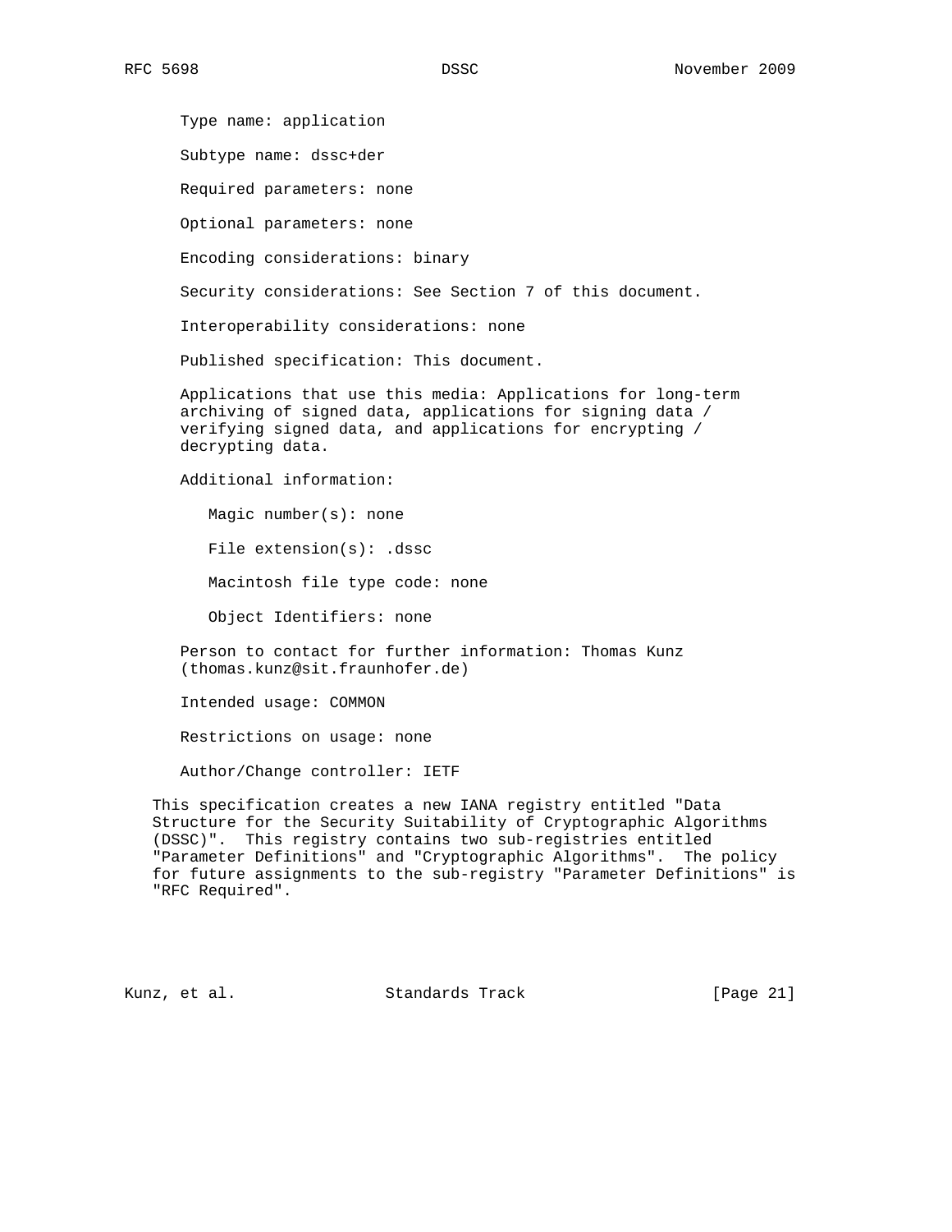Type name: application

Subtype name: dssc+der

Required parameters: none

Optional parameters: none

Encoding considerations: binary

Security considerations: See Section 7 of this document.

Interoperability considerations: none

Published specification: This document.

Applications that use this media: Applications for long-term archiving of signed data, applications for signing data / verifying signed data, and applications for encrypting / decrypting data.

Additional information:

Magic number(s): none

File extension(s): .dssc

Macintosh file type code: none

Object Identifiers: none

Person to contact for further information: Thomas Kunz (thomas.kunz@sit.fraunhofer.de)

Intended usage: COMMON

Restrictions on usage: none

Author/Change controller: IETF

This specification creates a new IANA registry entitled "Data Structure for the Security Suitability of Cryptographic Algorithms (DSSC)". This registry contains two sub-registries entitled "Parameter Definitions" and "Cryptographic Algorithms". The policy for future assignments to the sub-registry "Parameter Definitions" is "RFC Required".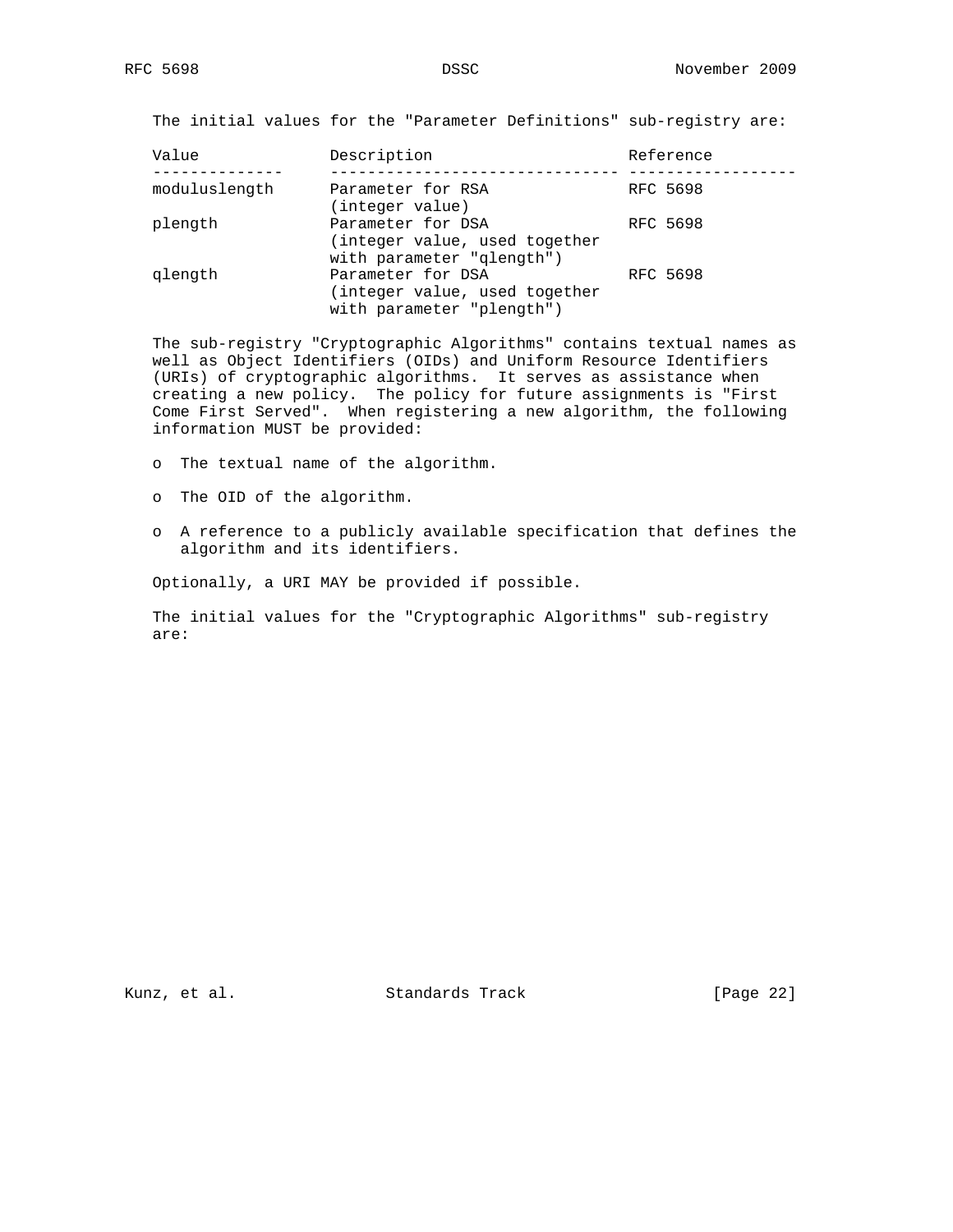The initial values for the "Parameter Definitions" sub-registry are:

| Value | Description | Reference |
| --- | --- | --- |
| moduluslength | Parameter for RSA (integer value) | RFC 5698 |
| plength | Parameter for DSA (integer value, used together with parameter "qlength") | RFC 5698 |
| qlength | Parameter for DSA (integer value, used together with parameter "plength") | RFC 5698 |

The sub-registry "Cryptographic Algorithms" contains textual names as well as Object Identifiers (OIDs) and Uniform Resource Identifiers (URIs) of cryptographic algorithms. It serves as assistance when creating a new policy. The policy for future assignments is "First Come First Served". When registering a new algorithm, the following information MUST be provided:

- The textual name of the algorithm.
- The OID of the algorithm.
- A reference to a publicly available specification that defines the algorithm and its identifiers.

Optionally, a URI MAY be provided if possible.

The initial values for the "Cryptographic Algorithms" sub-registry are: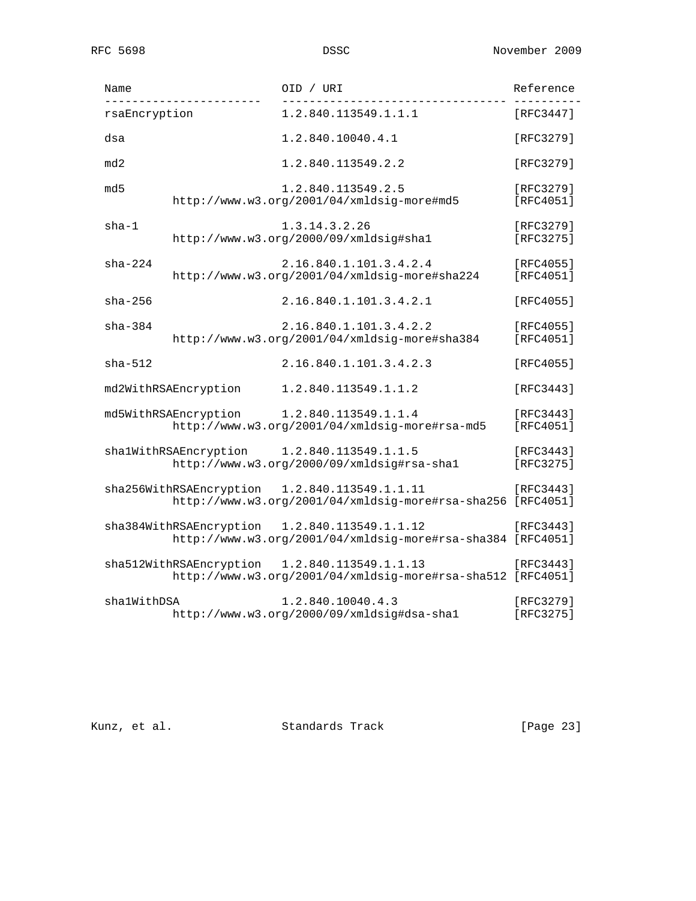| Name | OID / URI | Reference |
| --- | --- | --- |
| rsaEncryption | 1.2.840.113549.1.1.1 | [RFC3447] |
| dsa | 1.2.840.10040.4.1 | [RFC3279] |
| md2 | 1.2.840.113549.2.2 | [RFC3279] |
| md5 | 1.2.840.113549.2.5 | [RFC3279] |
| | http://www.w3.org/2001/04/xmldsig-more#md5 | [RFC4051] |
| sha-1 | 1.3.14.3.2.26 | [RFC3279] |
| | http://www.w3.org/2000/09/xmldsig#sha1 | [RFC3275] |
| sha-224 | 2.16.840.1.101.3.4.2.4 | [RFC4055] |
| | http://www.w3.org/2001/04/xmldsig-more#sha224 | [RFC4051] |
| sha-256 | 2.16.840.1.101.3.4.2.1 | [RFC4055] |
| sha-384 | 2.16.840.1.101.3.4.2.2 | [RFC4055] |
| | http://www.w3.org/2001/04/xmldsig-more#sha384 | [RFC4051] |
| sha-512 | 2.16.840.1.101.3.4.2.3 | [RFC4055] |
| md2WithRSAEncryption | 1.2.840.113549.1.1.2 | [RFC3443] |
| md5WithRSAEncryption | 1.2.840.113549.1.1.4 | [RFC3443] |
| | http://www.w3.org/2001/04/xmldsig-more#rsa-md5 | [RFC4051] |
| sha1WithRSAEncryption | 1.2.840.113549.1.1.5 | [RFC3443] |
| | http://www.w3.org/2000/09/xmldsig#rsa-sha1 | [RFC3275] |
| sha256WithRSAEncryption | 1.2.840.113549.1.1.11 | [RFC3443] |
| | http://www.w3.org/2001/04/xmldsig-more#rsa-sha256 | [RFC4051] |
| sha384WithRSAEncryption | 1.2.840.113549.1.1.12 | [RFC3443] |
| | http://www.w3.org/2001/04/xmldsig-more#rsa-sha384 | [RFC4051] |
| sha512WithRSAEncryption | 1.2.840.113549.1.1.13 | [RFC3443] |
| | http://www.w3.org/2001/04/xmldsig-more#rsa-sha512 | [RFC4051] |
| sha1WithDSA | 1.2.840.10040.4.3 | [RFC3279] |
| | http://www.w3.org/2000/09/xmldsig#dsa-sha1 | [RFC3275] |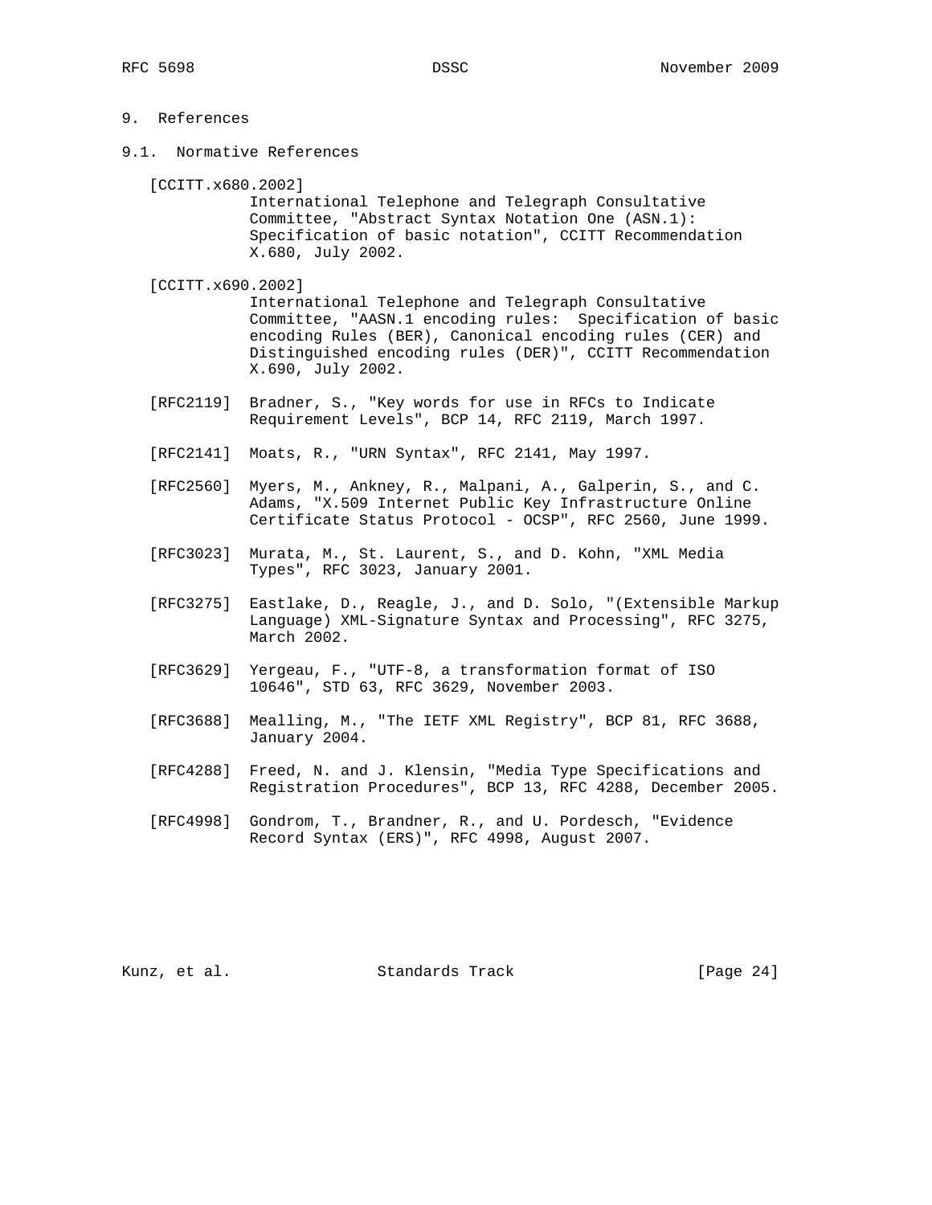# 9. References

## 9.1. Normative References

[CCITT.x680.2002]
International Telephone and Telegraph Consultative Committee, "Abstract Syntax Notation One (ASN.1): Specification of basic notation", CCITT Recommendation X.680, July 2002.

[CCITT.x690.2002]
International Telephone and Telegraph Consultative Committee, "AASN.1 encoding rules: Specification of basic encoding Rules (BER), Canonical encoding rules (CER) and Distinguished encoding rules (DER)", CCITT Recommendation X.690, July 2002.

[RFC2119] Bradner, S., "Key words for use in RFCs to Indicate Requirement Levels", BCP 14, RFC 2119, March 1997.

[RFC2141] Moats, R., "URN Syntax", RFC 2141, May 1997.

[RFC2560] Myers, M., Ankney, R., Malpani, A., Galperin, S., and C. Adams, "X.509 Internet Public Key Infrastructure Online Certificate Status Protocol - OCSP", RFC 2560, June 1999.

[RFC3023] Murata, M., St. Laurent, S., and D. Kohn, "XML Media Types", RFC 3023, January 2001.

[RFC3275] Eastlake, D., Reagle, J., and D. Solo, "(Extensible Markup Language) XML-Signature Syntax and Processing", RFC 3275, March 2002.

[RFC3629] Yergeau, F., "UTF-8, a transformation format of ISO 10646", STD 63, RFC 3629, November 2003.

[RFC3688] Mealling, M., "The IETF XML Registry", BCP 81, RFC 3688, January 2004.

[RFC4288] Freed, N. and J. Klensin, "Media Type Specifications and Registration Procedures", BCP 13, RFC 4288, December 2005.

[RFC4998] Gondrom, T., Brandner, R., and U. Pordesch, "Evidence Record Syntax (ERS)", RFC 4998, August 2007.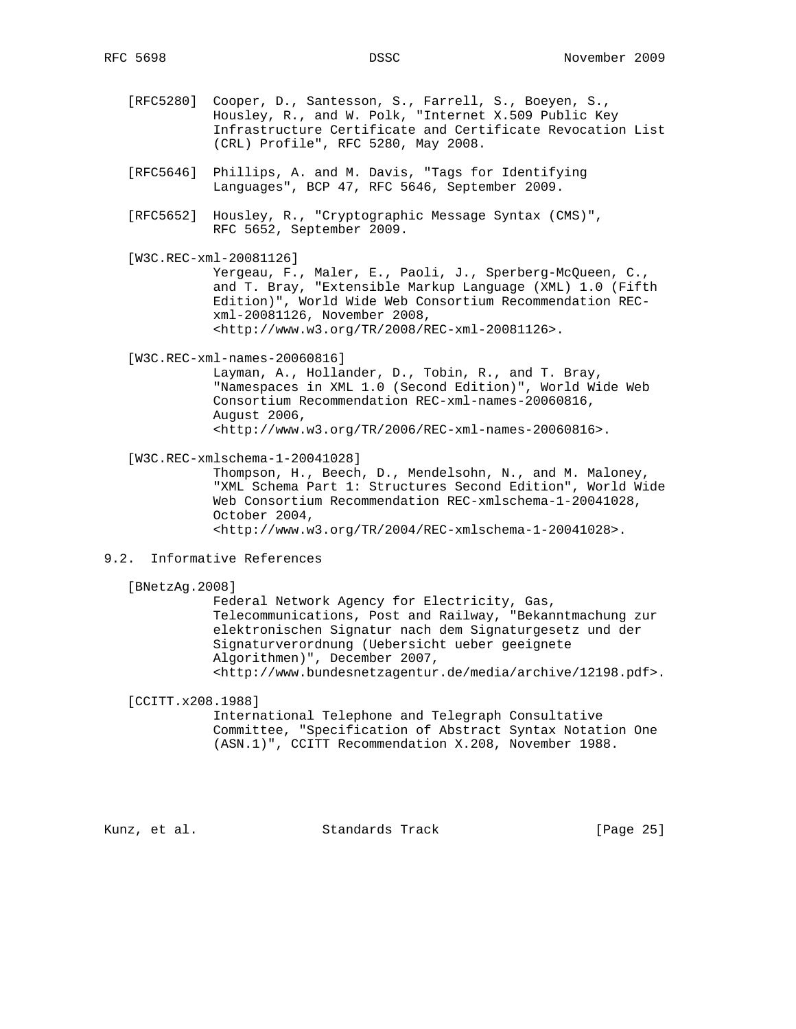[RFC5280] Cooper, D., Santesson, S., Farrell, S., Boeyen, S., Housley, R., and W. Polk, "Internet X.509 Public Key Infrastructure Certificate and Certificate Revocation List (CRL) Profile", RFC 5280, May 2008.

[RFC5646] Phillips, A. and M. Davis, "Tags for Identifying Languages", BCP 47, RFC 5646, September 2009.

[RFC5652] Housley, R., "Cryptographic Message Syntax (CMS)", RFC 5652, September 2009.

[W3C.REC-xml-20081126]
Yergeau, F., Maler, E., Paoli, J., Sperberg-McQueen, C., and T. Bray, "Extensible Markup Language (XML) 1.0 (Fifth Edition)", World Wide Web Consortium Recommendation REC-xml-20081126, November 2008, <http://www.w3.org/TR/2008/REC-xml-20081126>.

[W3C.REC-xml-names-20060816]
Layman, A., Hollander, D., Tobin, R., and T. Bray, "Namespaces in XML 1.0 (Second Edition)", World Wide Web Consortium Recommendation REC-xml-names-20060816, August 2006, <http://www.w3.org/TR/2006/REC-xml-names-20060816>.

[W3C.REC-xmlschema-1-20041028]
Thompson, H., Beech, D., Mendelsohn, N., and M. Maloney, "XML Schema Part 1: Structures Second Edition", World Wide Web Consortium Recommendation REC-xmlschema-1-20041028, October 2004, <http://www.w3.org/TR/2004/REC-xmlschema-1-20041028>.

## 9.2. Informative References

[BNetzAg.2008]
Federal Network Agency for Electricity, Gas, Telecommunications, Post and Railway, "Bekanntmachung zur elektronischen Signatur nach dem Signaturgesetz und der Signaturverordnung (Uebersicht ueber geeignete Algorithmen)", December 2007, <http://www.bundesnetzagentur.de/media/archive/12198.pdf>.

[CCITT.x208.1988]
International Telephone and Telegraph Consultative Committee, "Specification of Abstract Syntax Notation One (ASN.1)", CCITT Recommendation X.208, November 1988.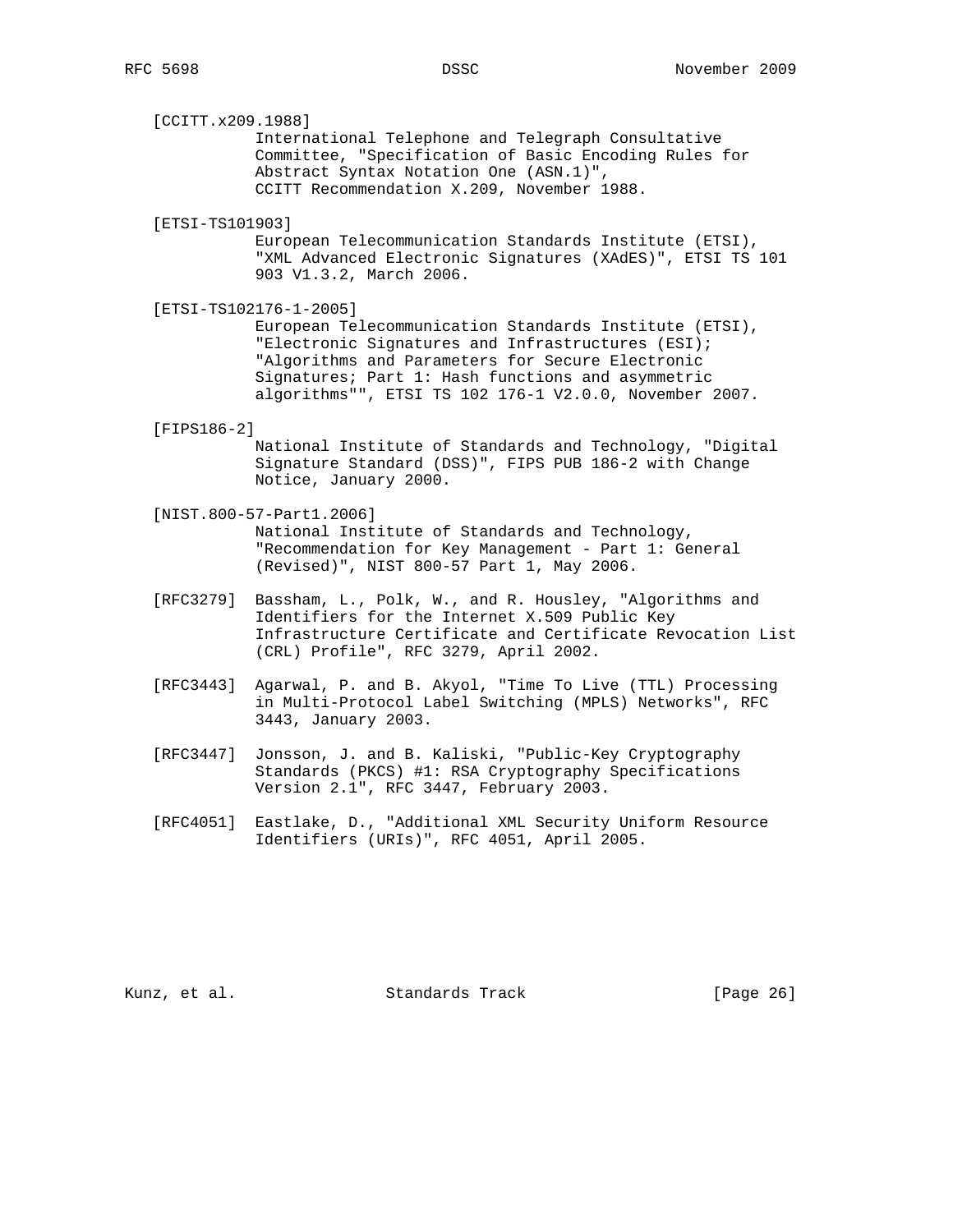[CCITT.x209.1988]
International Telephone and Telegraph Consultative Committee, "Specification of Basic Encoding Rules for Abstract Syntax Notation One (ASN.1)", CCITT Recommendation X.209, November 1988.

[ETSI-TS101903]
European Telecommunication Standards Institute (ETSI), "XML Advanced Electronic Signatures (XAdES)", ETSI TS 101 903 V1.3.2, March 2006.

[ETSI-TS102176-1-2005]
European Telecommunication Standards Institute (ETSI), "Electronic Signatures and Infrastructures (ESI); "Algorithms and Parameters for Secure Electronic Signatures; Part 1: Hash functions and asymmetric algorithms"", ETSI TS 102 176-1 V2.0.0, November 2007.

[FIPS186-2]
National Institute of Standards and Technology, "Digital Signature Standard (DSS)", FIPS PUB 186-2 with Change Notice, January 2000.

[NIST.800-57-Part1.2006]
National Institute of Standards and Technology, "Recommendation for Key Management - Part 1: General (Revised)", NIST 800-57 Part 1, May 2006.

[RFC3279] Bassham, L., Polk, W., and R. Housley, "Algorithms and Identifiers for the Internet X.509 Public Key Infrastructure Certificate and Certificate Revocation List (CRL) Profile", RFC 3279, April 2002.

[RFC3443] Agarwal, P. and B. Akyol, "Time To Live (TTL) Processing in Multi-Protocol Label Switching (MPLS) Networks", RFC 3443, January 2003.

[RFC3447] Jonsson, J. and B. Kaliski, "Public-Key Cryptography Standards (PKCS) #1: RSA Cryptography Specifications Version 2.1", RFC 3447, February 2003.

[RFC4051] Eastlake, D., "Additional XML Security Uniform Resource Identifiers (URIs)", RFC 4051, April 2005.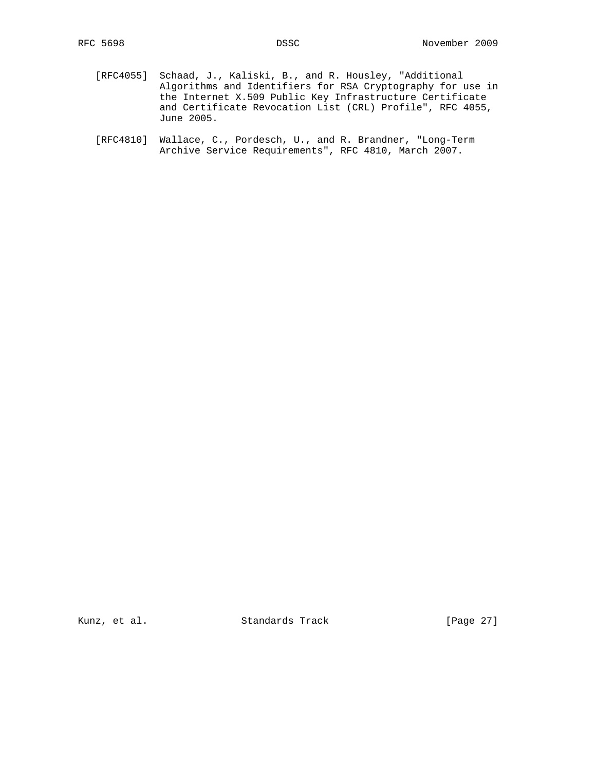[RFC4055] Schaad, J., Kaliski, B., and R. Housley, "Additional Algorithms and Identifiers for RSA Cryptography for use in the Internet X.509 Public Key Infrastructure Certificate and Certificate Revocation List (CRL) Profile", RFC 4055, June 2005.

[RFC4810] Wallace, C., Pordesch, U., and R. Brandner, "Long-Term Archive Service Requirements", RFC 4810, March 2007.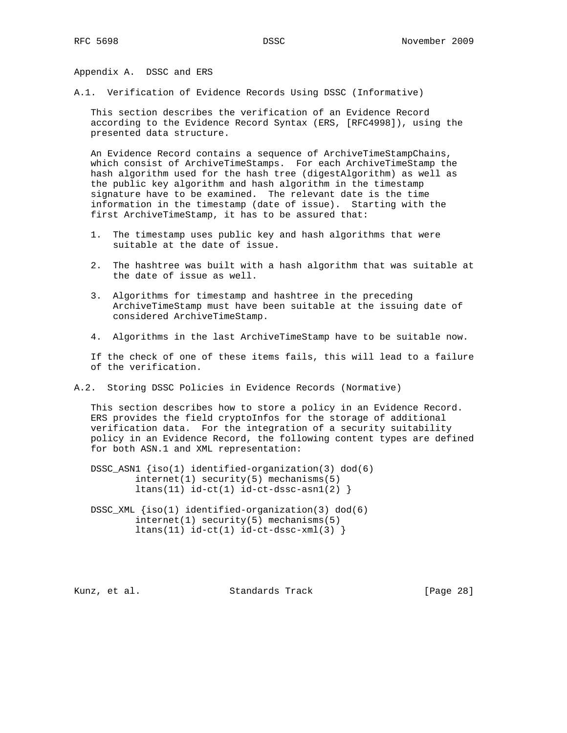# Appendix A. DSSC and ERS

## A.1. Verification of Evidence Records Using DSSC (Informative)

This section describes the verification of an Evidence Record according to the Evidence Record Syntax (ERS, [RFC4998]), using the presented data structure.

An Evidence Record contains a sequence of ArchiveTimeStampChains, which consist of ArchiveTimeStamps. For each ArchiveTimeStamp the hash algorithm used for the hash tree (digestAlgorithm) as well as the public key algorithm and hash algorithm in the timestamp signature have to be examined. The relevant date is the time information in the timestamp (date of issue). Starting with the first ArchiveTimeStamp, it has to be assured that:

1. The timestamp uses public key and hash algorithms that were suitable at the date of issue.

2. The hashtree was built with a hash algorithm that was suitable at the date of issue as well.

3. Algorithms for timestamp and hashtree in the preceding ArchiveTimeStamp must have been suitable at the issuing date of considered ArchiveTimeStamp.

4. Algorithms in the last ArchiveTimeStamp have to be suitable now.

If the check of one of these items fails, this will lead to a failure of the verification.

## A.2. Storing DSSC Policies in Evidence Records (Normative)

This section describes how to store a policy in an Evidence Record. ERS provides the field cryptoInfos for the storage of additional verification data. For the integration of a security suitability policy in an Evidence Record, the following content types are defined for both ASN.1 and XML representation:

```
DSSC_ASN1 {iso(1) identified-organization(3) dod(6)
        internet(1) security(5) mechanisms(5)
        ltans(11) id-ct(1) id-ct-dssc-asn1(2) }

DSSC_XML {iso(1) identified-organization(3) dod(6)
        internet(1) security(5) mechanisms(5)
        ltans(11) id-ct(1) id-ct-dssc-xml(3) }
```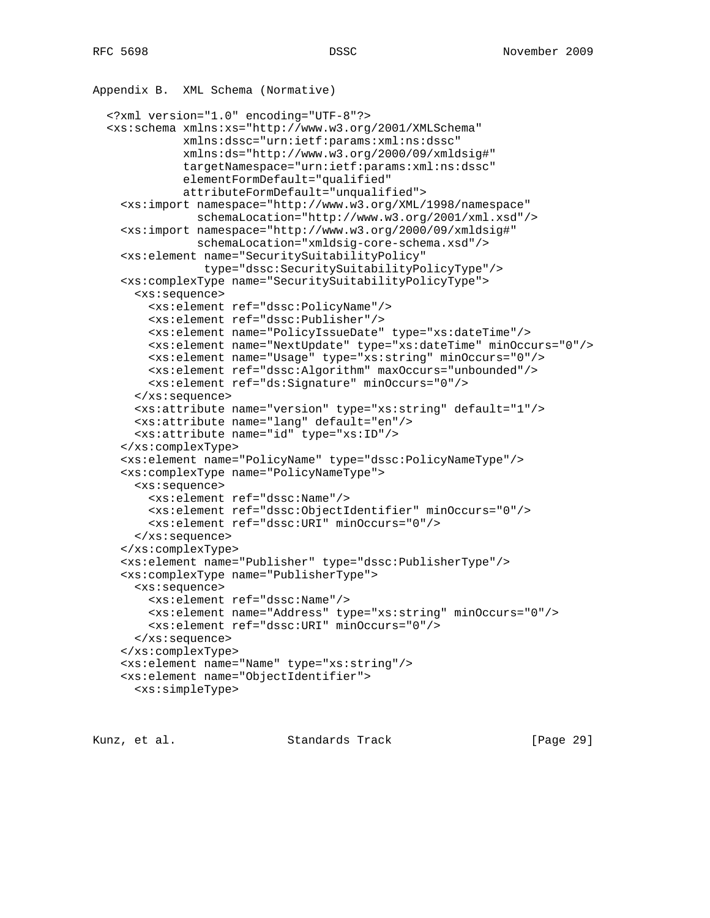## Appendix B. XML Schema (Normative)

```
<?xml version="1.0" encoding="UTF-8"?>
<xs:schema xmlns:xs="http://www.w3.org/2001/XMLSchema"
           xmlns:dssc="urn:ietf:params:xml:ns:dssc"
           xmlns:ds="http://www.w3.org/2000/09/xmldsig#"
           targetNamespace="urn:ietf:params:xml:ns:dssc"
           elementFormDefault="qualified"
           attributeFormDefault="unqualified">
  <xs:import namespace="http://www.w3.org/XML/1998/namespace"
             schemaLocation="http://www.w3.org/2001/xml.xsd"/>
  <xs:import namespace="http://www.w3.org/2000/09/xmldsig#"
             schemaLocation="xmldsig-core-schema.xsd"/>
  <xs:element name="SecuritySuitabilityPolicy"
              type="dssc:SecuritySuitabilityPolicyType"/>
  <xs:complexType name="SecuritySuitabilityPolicyType">
    <xs:sequence>
      <xs:element ref="dssc:PolicyName"/>
      <xs:element ref="dssc:Publisher"/>
      <xs:element name="PolicyIssueDate" type="xs:dateTime"/>
      <xs:element name="NextUpdate" type="xs:dateTime" minOccurs="0"/>
      <xs:element name="Usage" type="xs:string" minOccurs="0"/>
      <xs:element ref="dssc:Algorithm" maxOccurs="unbounded"/>
      <xs:element ref="ds:Signature" minOccurs="0"/>
    </xs:sequence>
    <xs:attribute name="version" type="xs:string" default="1"/>
    <xs:attribute name="lang" default="en"/>
    <xs:attribute name="id" type="xs:ID"/>
  </xs:complexType>
  <xs:element name="PolicyName" type="dssc:PolicyNameType"/>
  <xs:complexType name="PolicyNameType">
    <xs:sequence>
      <xs:element ref="dssc:Name"/>
      <xs:element ref="dssc:ObjectIdentifier" minOccurs="0"/>
      <xs:element ref="dssc:URI" minOccurs="0"/>
    </xs:sequence>
  </xs:complexType>
  <xs:element name="Publisher" type="dssc:PublisherType"/>
  <xs:complexType name="PublisherType">
    <xs:sequence>
      <xs:element ref="dssc:Name"/>
      <xs:element name="Address" type="xs:string" minOccurs="0"/>
      <xs:element ref="dssc:URI" minOccurs="0"/>
    </xs:sequence>
  </xs:complexType>
  <xs:element name="Name" type="xs:string"/>
  <xs:element name="ObjectIdentifier">
    <xs:simpleType>
```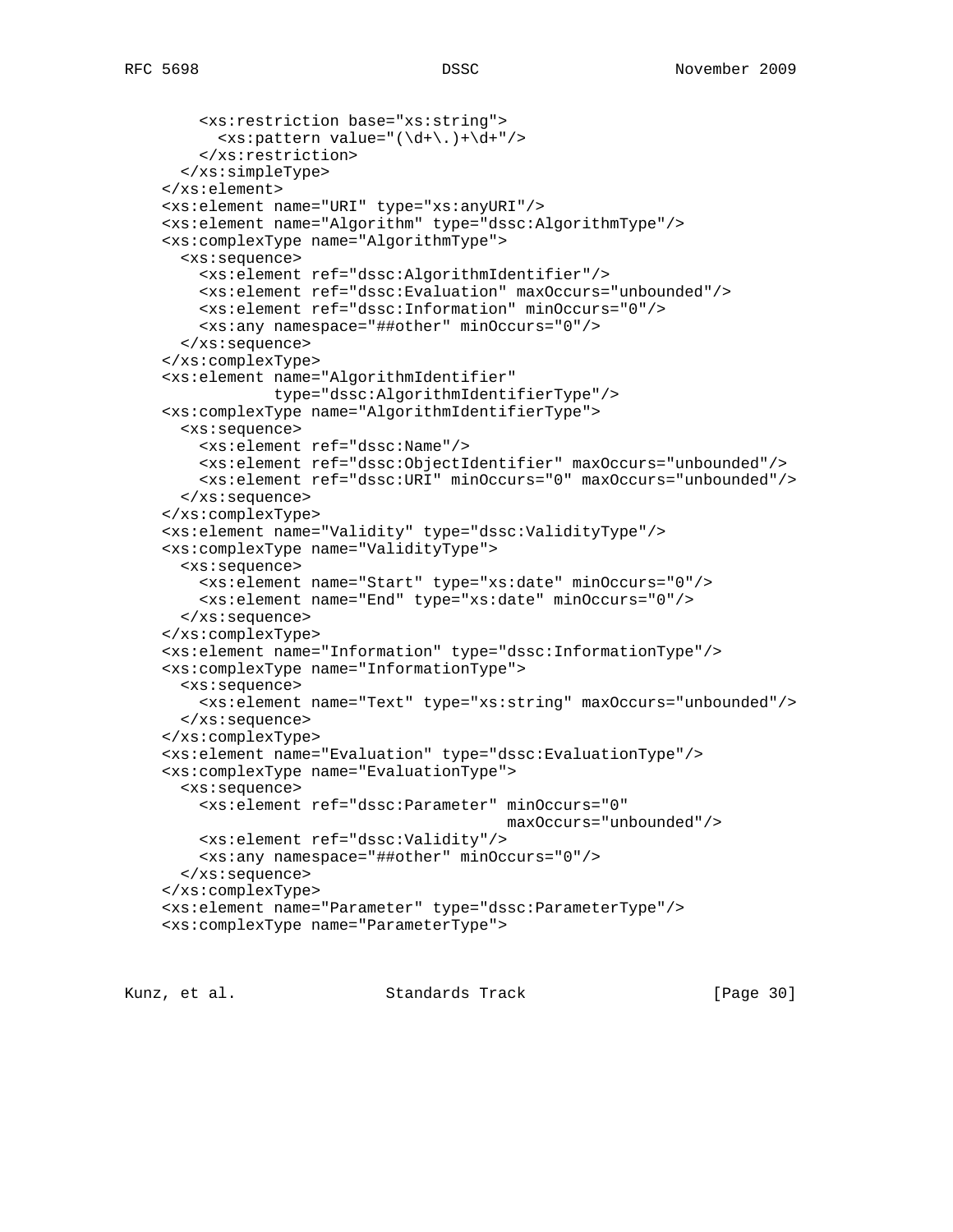```
        <xs:restriction base="xs:string">
          <xs:pattern value="(\d+\.)+\d+"/>
        </xs:restriction>
      </xs:simpleType>
    </xs:element>
    <xs:element name="URI" type="xs:anyURI"/>
    <xs:element name="Algorithm" type="dssc:AlgorithmType"/>
    <xs:complexType name="AlgorithmType">
      <xs:sequence>
        <xs:element ref="dssc:AlgorithmIdentifier"/>
        <xs:element ref="dssc:Evaluation" maxOccurs="unbounded"/>
        <xs:element ref="dssc:Information" minOccurs="0"/>
        <xs:any namespace="##other" minOccurs="0"/>
      </xs:sequence>
    </xs:complexType>
    <xs:element name="AlgorithmIdentifier"
                type="dssc:AlgorithmIdentifierType"/>
    <xs:complexType name="AlgorithmIdentifierType">
      <xs:sequence>
        <xs:element ref="dssc:Name"/>
        <xs:element ref="dssc:ObjectIdentifier" maxOccurs="unbounded"/>
        <xs:element ref="dssc:URI" minOccurs="0" maxOccurs="unbounded"/>
      </xs:sequence>
    </xs:complexType>
    <xs:element name="Validity" type="dssc:ValidityType"/>
    <xs:complexType name="ValidityType">
      <xs:sequence>
        <xs:element name="Start" type="xs:date" minOccurs="0"/>
        <xs:element name="End" type="xs:date" minOccurs="0"/>
      </xs:sequence>
    </xs:complexType>
    <xs:element name="Information" type="dssc:InformationType"/>
    <xs:complexType name="InformationType">
      <xs:sequence>
        <xs:element name="Text" type="xs:string" maxOccurs="unbounded"/>
      </xs:sequence>
    </xs:complexType>
    <xs:element name="Evaluation" type="dssc:EvaluationType"/>
    <xs:complexType name="EvaluationType">
      <xs:sequence>
        <xs:element ref="dssc:Parameter" minOccurs="0"
                                         maxOccurs="unbounded"/>
        <xs:element ref="dssc:Validity"/>
        <xs:any namespace="##other" minOccurs="0"/>
      </xs:sequence>
    </xs:complexType>
    <xs:element name="Parameter" type="dssc:ParameterType"/>
    <xs:complexType name="ParameterType">
```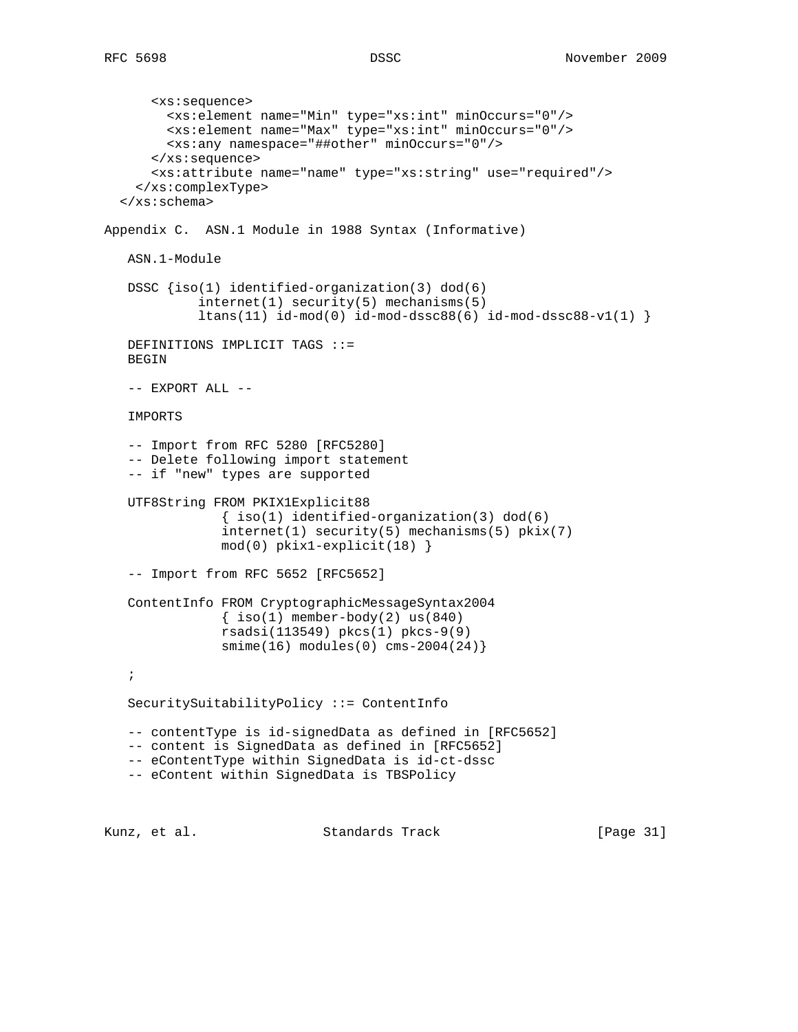```
      <xs:sequence>
        <xs:element name="Min" type="xs:int" minOccurs="0"/>
        <xs:element name="Max" type="xs:int" minOccurs="0"/>
        <xs:any namespace="##other" minOccurs="0"/>
      </xs:sequence>
      <xs:attribute name="name" type="xs:string" use="required"/>
    </xs:complexType>
  </xs:schema>
```

## Appendix C. ASN.1 Module in 1988 Syntax (Informative)

```
   ASN.1-Module

   DSSC {iso(1) identified-organization(3) dod(6)
            internet(1) security(5) mechanisms(5)
            ltans(11) id-mod(0) id-mod-dssc88(6) id-mod-dssc88-v1(1) }

   DEFINITIONS IMPLICIT TAGS ::=
   BEGIN

   -- EXPORT ALL --

   IMPORTS

   -- Import from RFC 5280 [RFC5280]
   -- Delete following import statement
   -- if "new" types are supported

   UTF8String FROM PKIX1Explicit88
                { iso(1) identified-organization(3) dod(6)
                internet(1) security(5) mechanisms(5) pkix(7)
                mod(0) pkix1-explicit(18) }

   -- Import from RFC 5652 [RFC5652]

   ContentInfo FROM CryptographicMessageSyntax2004
                { iso(1) member-body(2) us(840)
                rsadsi(113549) pkcs(1) pkcs-9(9)
                smime(16) modules(0) cms-2004(24)}

   ;

   SecuritySuitabilityPolicy ::= ContentInfo

   -- contentType is id-signedData as defined in [RFC5652]
   -- content is SignedData as defined in [RFC5652]
   -- eContentType within SignedData is id-ct-dssc
   -- eContent within SignedData is TBSPolicy
```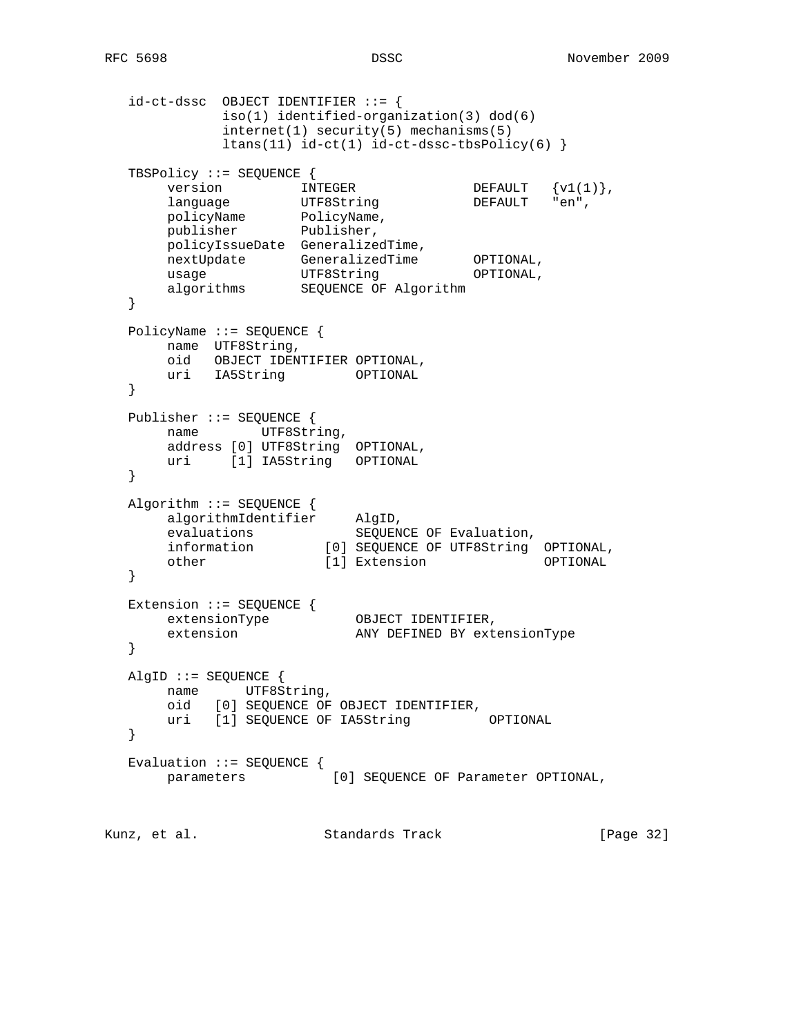```
   id-ct-dssc  OBJECT IDENTIFIER ::= {
               iso(1) identified-organization(3) dod(6)
               internet(1) security(5) mechanisms(5)
               ltans(11) id-ct(1) id-ct-dssc-tbsPolicy(6) }

   TBSPolicy ::= SEQUENCE {
        version          INTEGER                DEFAULT   {v1(1)},
        language         UTF8String             DEFAULT   "en",
        policyName       PolicyName,
        publisher        Publisher,
        policyIssueDate  GeneralizedTime,
        nextUpdate       GeneralizedTime        OPTIONAL,
        usage            UTF8String             OPTIONAL,
        algorithms       SEQUENCE OF Algorithm
   }

   PolicyName ::= SEQUENCE {
        name  UTF8String,
        oid   OBJECT IDENTIFIER OPTIONAL,
        uri   IA5String         OPTIONAL
   }

   Publisher ::= SEQUENCE {
        name        UTF8String,
        address [0] UTF8String  OPTIONAL,
        uri     [1] IA5String   OPTIONAL
   }

   Algorithm ::= SEQUENCE {
        algorithmIdentifier     AlgID,
        evaluations             SEQUENCE OF Evaluation,
        information         [0] SEQUENCE OF UTF8String  OPTIONAL,
        other               [1] Extension               OPTIONAL
   }

   Extension ::= SEQUENCE {
        extensionType           OBJECT IDENTIFIER,
        extension               ANY DEFINED BY extensionType
   }

   AlgID ::= SEQUENCE {
        name      UTF8String,
        oid   [0] SEQUENCE OF OBJECT IDENTIFIER,
        uri   [1] SEQUENCE OF IA5String          OPTIONAL
   }

   Evaluation ::= SEQUENCE {
        parameters           [0] SEQUENCE OF Parameter OPTIONAL,
```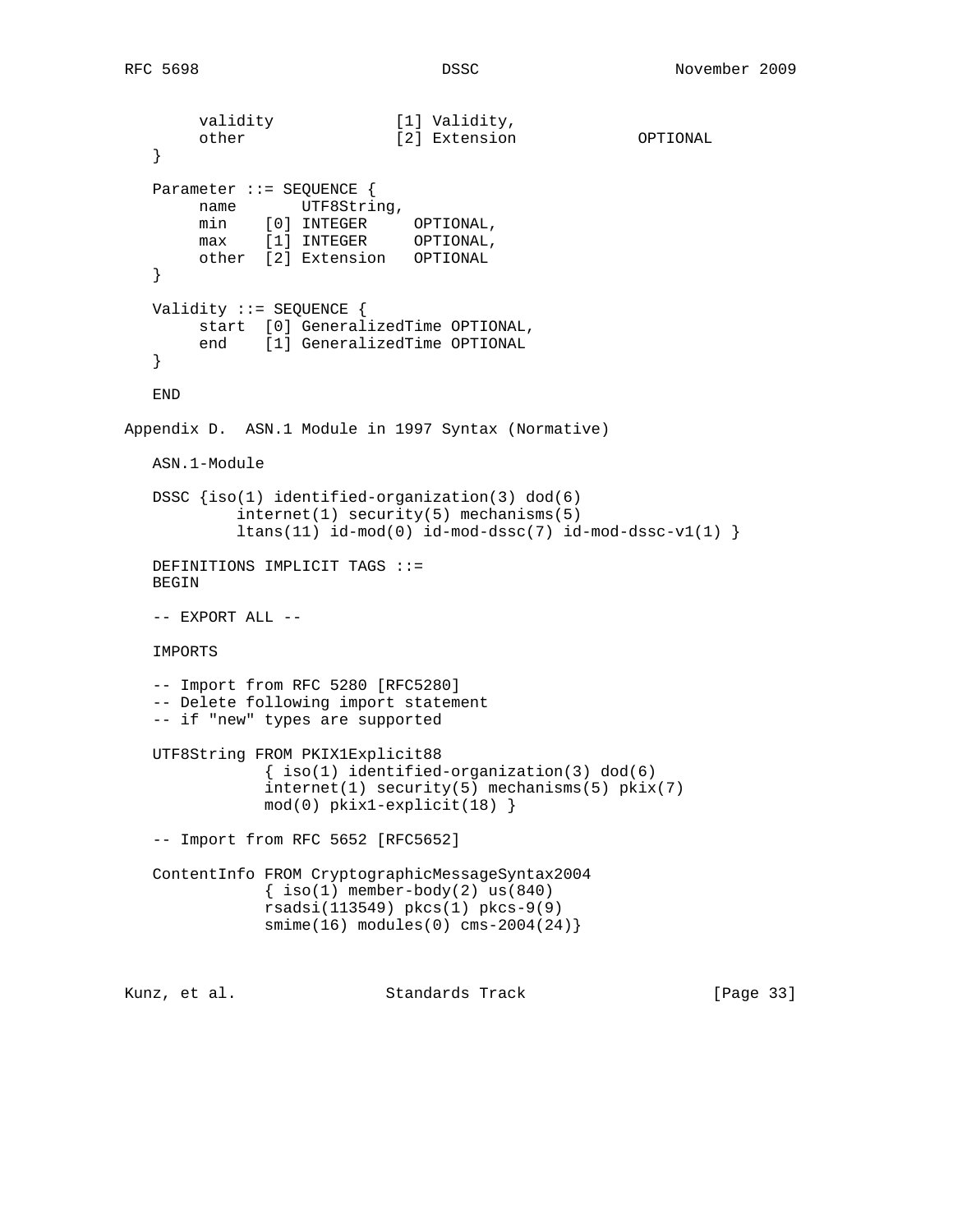```
        validity             [1] Validity,
        other                [2] Extension             OPTIONAL
   }

   Parameter ::= SEQUENCE {
        name       UTF8String,
        min    [0] INTEGER     OPTIONAL,
        max    [1] INTEGER     OPTIONAL,
        other  [2] Extension   OPTIONAL
   }

   Validity ::= SEQUENCE {
        start  [0] GeneralizedTime OPTIONAL,
        end    [1] GeneralizedTime OPTIONAL
   }

   END
```

## Appendix D. ASN.1 Module in 1997 Syntax (Normative)

```
   ASN.1-Module

   DSSC {iso(1) identified-organization(3) dod(6)
            internet(1) security(5) mechanisms(5)
            ltans(11) id-mod(0) id-mod-dssc(7) id-mod-dssc-v1(1) }

   DEFINITIONS IMPLICIT TAGS ::=
   BEGIN

   -- EXPORT ALL --

   IMPORTS

   -- Import from RFC 5280 [RFC5280]
   -- Delete following import statement
   -- if "new" types are supported

   UTF8String FROM PKIX1Explicit88
               { iso(1) identified-organization(3) dod(6)
               internet(1) security(5) mechanisms(5) pkix(7)
               mod(0) pkix1-explicit(18) }

   -- Import from RFC 5652 [RFC5652]

   ContentInfo FROM CryptographicMessageSyntax2004
               { iso(1) member-body(2) us(840)
               rsadsi(113549) pkcs(1) pkcs-9(9)
               smime(16) modules(0) cms-2004(24)}
```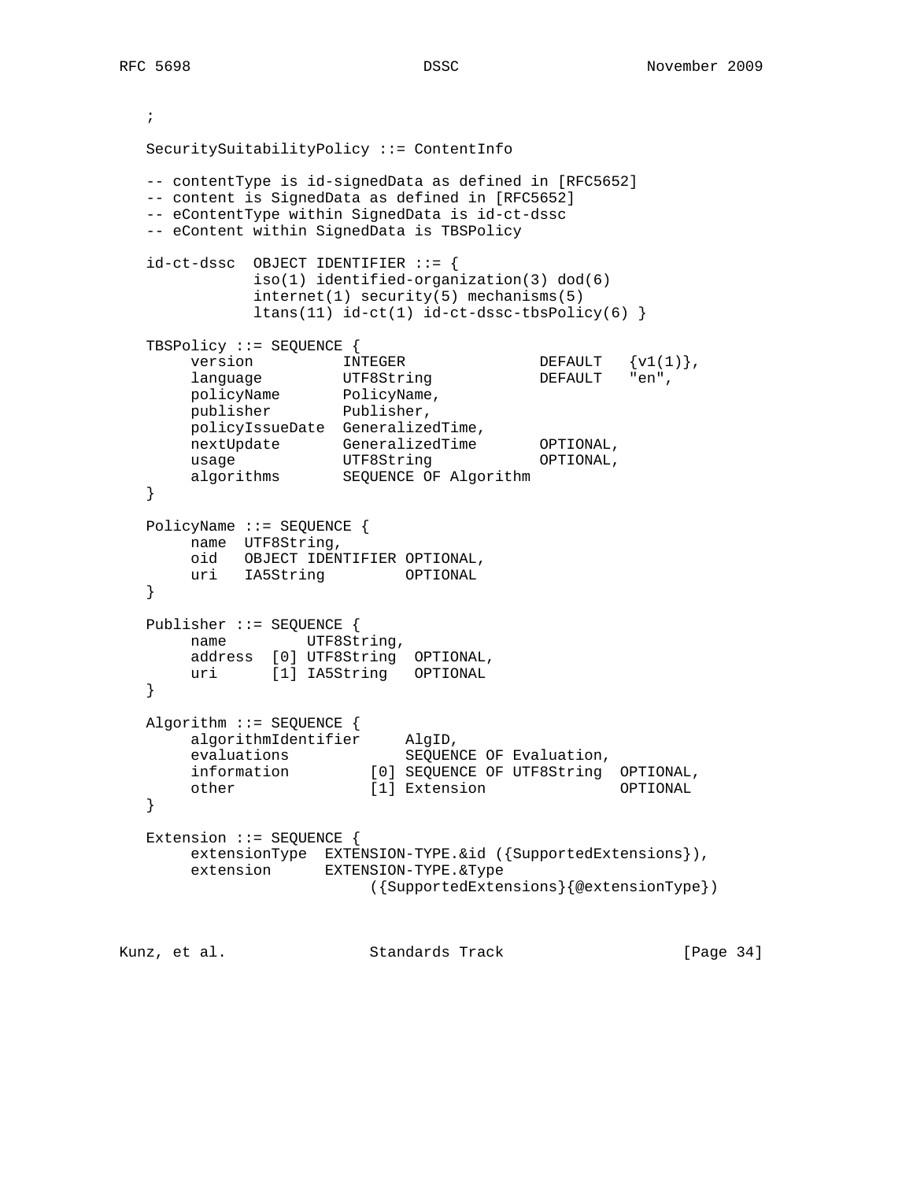```
   ;

   SecuritySuitabilityPolicy ::= ContentInfo

   -- contentType is id-signedData as defined in [RFC5652]
   -- content is SignedData as defined in [RFC5652]
   -- eContentType within SignedData is id-ct-dssc
   -- eContent within SignedData is TBSPolicy

   id-ct-dssc  OBJECT IDENTIFIER ::= {
               iso(1) identified-organization(3) dod(6)
               internet(1) security(5) mechanisms(5)
               ltans(11) id-ct(1) id-ct-dssc-tbsPolicy(6) }

   TBSPolicy ::= SEQUENCE {
        version          INTEGER               DEFAULT   {v1(1)},
        language         UTF8String            DEFAULT   "en",
        policyName       PolicyName,
        publisher        Publisher,
        policyIssueDate  GeneralizedTime,
        nextUpdate       GeneralizedTime       OPTIONAL,
        usage            UTF8String            OPTIONAL,
        algorithms       SEQUENCE OF Algorithm
   }

   PolicyName ::= SEQUENCE {
        name  UTF8String,
        oid   OBJECT IDENTIFIER OPTIONAL,
        uri   IA5String         OPTIONAL
   }

   Publisher ::= SEQUENCE {
        name         UTF8String,
        address  [0] UTF8String  OPTIONAL,
        uri      [1] IA5String   OPTIONAL
   }

   Algorithm ::= SEQUENCE {
        algorithmIdentifier      AlgID,
        evaluations              SEQUENCE OF Evaluation,
        information         [0] SEQUENCE OF UTF8String  OPTIONAL,
        other               [1] Extension               OPTIONAL
   }

   Extension ::= SEQUENCE {
        extensionType  EXTENSION-TYPE.&id ({SupportedExtensions}),
        extension      EXTENSION-TYPE.&Type
                            ({SupportedExtensions}{@extensionType})
```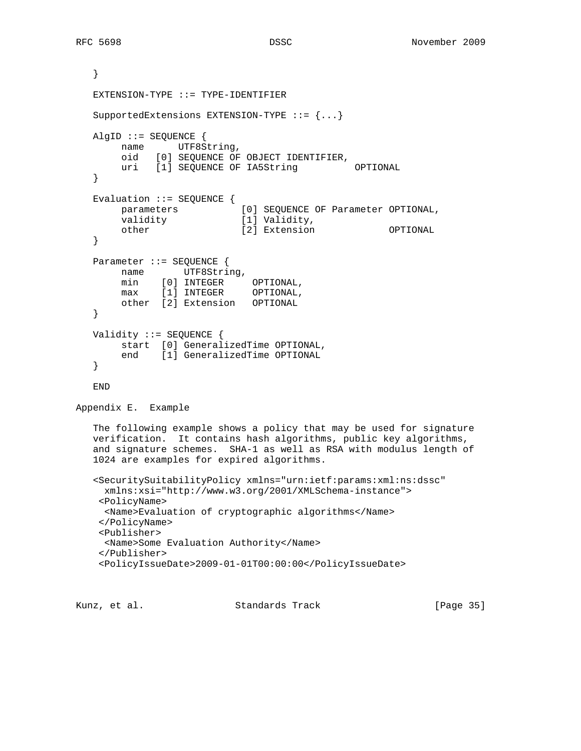```
   }

   EXTENSION-TYPE ::= TYPE-IDENTIFIER

   SupportedExtensions EXTENSION-TYPE ::= {...}

   AlgID ::= SEQUENCE {
        name      UTF8String,
        oid   [0] SEQUENCE OF OBJECT IDENTIFIER,
        uri   [1] SEQUENCE OF IA5String          OPTIONAL
   }

   Evaluation ::= SEQUENCE {
        parameters           [0] SEQUENCE OF Parameter OPTIONAL,
        validity             [1] Validity,
        other                [2] Extension             OPTIONAL
   }

   Parameter ::= SEQUENCE {
        name       UTF8String,
        min    [0] INTEGER     OPTIONAL,
        max    [1] INTEGER     OPTIONAL,
        other  [2] Extension   OPTIONAL
   }

   Validity ::= SEQUENCE {
        start  [0] GeneralizedTime OPTIONAL,
        end    [1] GeneralizedTime OPTIONAL
   }

   END
```

## Appendix E. Example

The following example shows a policy that may be used for signature verification. It contains hash algorithms, public key algorithms, and signature schemes. SHA-1 as well as RSA with modulus length of 1024 are examples for expired algorithms.

```
   <SecuritySuitabilityPolicy xmlns="urn:ietf:params:xml:ns:dssc"
     xmlns:xsi="http://www.w3.org/2001/XMLSchema-instance">
    <PolicyName>
     <Name>Evaluation of cryptographic algorithms</Name>
    </PolicyName>
    <Publisher>
     <Name>Some Evaluation Authority</Name>
    </Publisher>
    <PolicyIssueDate>2009-01-01T00:00:00</PolicyIssueDate>
```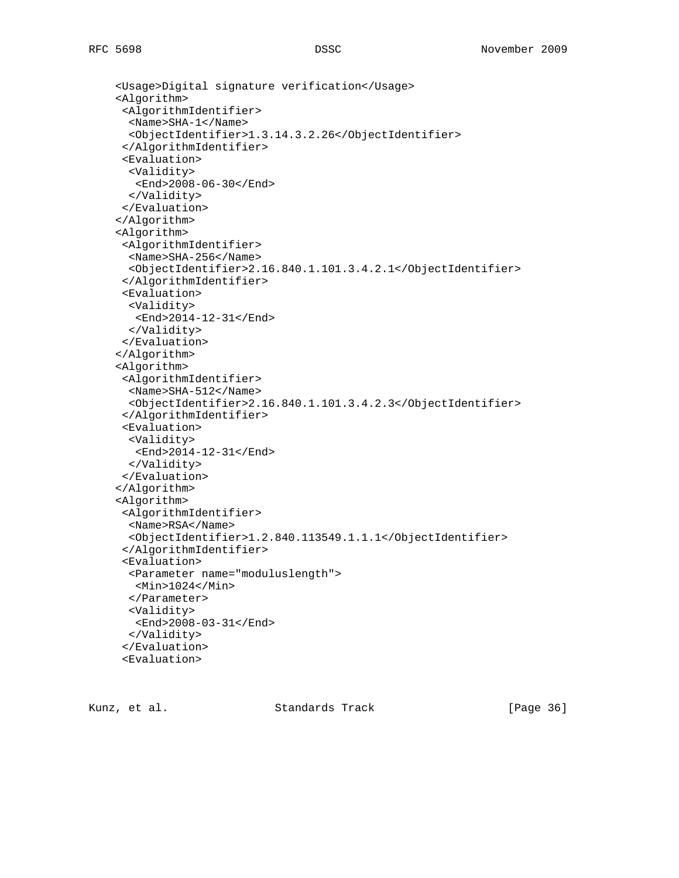```
    <Usage>Digital signature verification</Usage>
    <Algorithm>
     <AlgorithmIdentifier>
      <Name>SHA-1</Name>
      <ObjectIdentifier>1.3.14.3.2.26</ObjectIdentifier>
     </AlgorithmIdentifier>
     <Evaluation>
      <Validity>
       <End>2008-06-30</End>
      </Validity>
     </Evaluation>
    </Algorithm>
    <Algorithm>
     <AlgorithmIdentifier>
      <Name>SHA-256</Name>
      <ObjectIdentifier>2.16.840.1.101.3.4.2.1</ObjectIdentifier>
     </AlgorithmIdentifier>
     <Evaluation>
      <Validity>
       <End>2014-12-31</End>
      </Validity>
     </Evaluation>
    </Algorithm>
    <Algorithm>
     <AlgorithmIdentifier>
      <Name>SHA-512</Name>
      <ObjectIdentifier>2.16.840.1.101.3.4.2.3</ObjectIdentifier>
     </AlgorithmIdentifier>
     <Evaluation>
      <Validity>
       <End>2014-12-31</End>
      </Validity>
     </Evaluation>
    </Algorithm>
    <Algorithm>
     <AlgorithmIdentifier>
      <Name>RSA</Name>
      <ObjectIdentifier>1.2.840.113549.1.1.1</ObjectIdentifier>
     </AlgorithmIdentifier>
     <Evaluation>
      <Parameter name="moduluslength">
       <Min>1024</Min>
      </Parameter>
      <Validity>
       <End>2008-03-31</End>
      </Validity>
     </Evaluation>
     <Evaluation>
```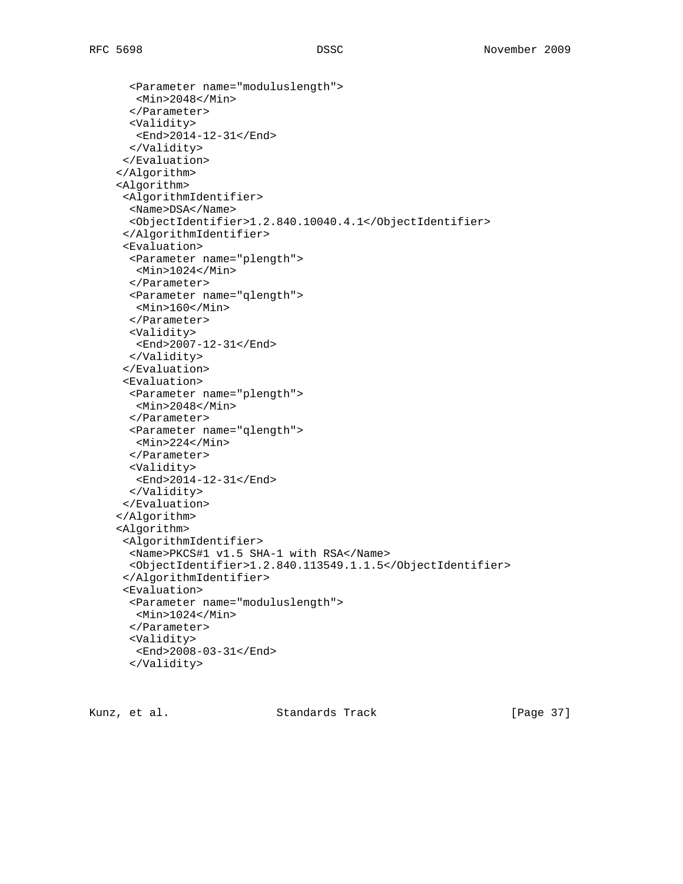```
      <Parameter name="moduluslength">
       <Min>2048</Min>
      </Parameter>
      <Validity>
       <End>2014-12-31</End>
      </Validity>
     </Evaluation>
    </Algorithm>
    <Algorithm>
     <AlgorithmIdentifier>
      <Name>DSA</Name>
      <ObjectIdentifier>1.2.840.10040.4.1</ObjectIdentifier>
     </AlgorithmIdentifier>
     <Evaluation>
      <Parameter name="plength">
       <Min>1024</Min>
      </Parameter>
      <Parameter name="qlength">
       <Min>160</Min>
      </Parameter>
      <Validity>
       <End>2007-12-31</End>
      </Validity>
     </Evaluation>
     <Evaluation>
      <Parameter name="plength">
       <Min>2048</Min>
      </Parameter>
      <Parameter name="qlength">
       <Min>224</Min>
      </Parameter>
      <Validity>
       <End>2014-12-31</End>
      </Validity>
     </Evaluation>
    </Algorithm>
    <Algorithm>
     <AlgorithmIdentifier>
      <Name>PKCS#1 v1.5 SHA-1 with RSA</Name>
      <ObjectIdentifier>1.2.840.113549.1.1.5</ObjectIdentifier>
     </AlgorithmIdentifier>
     <Evaluation>
      <Parameter name="moduluslength">
       <Min>1024</Min>
      </Parameter>
      <Validity>
       <End>2008-03-31</End>
      </Validity>
```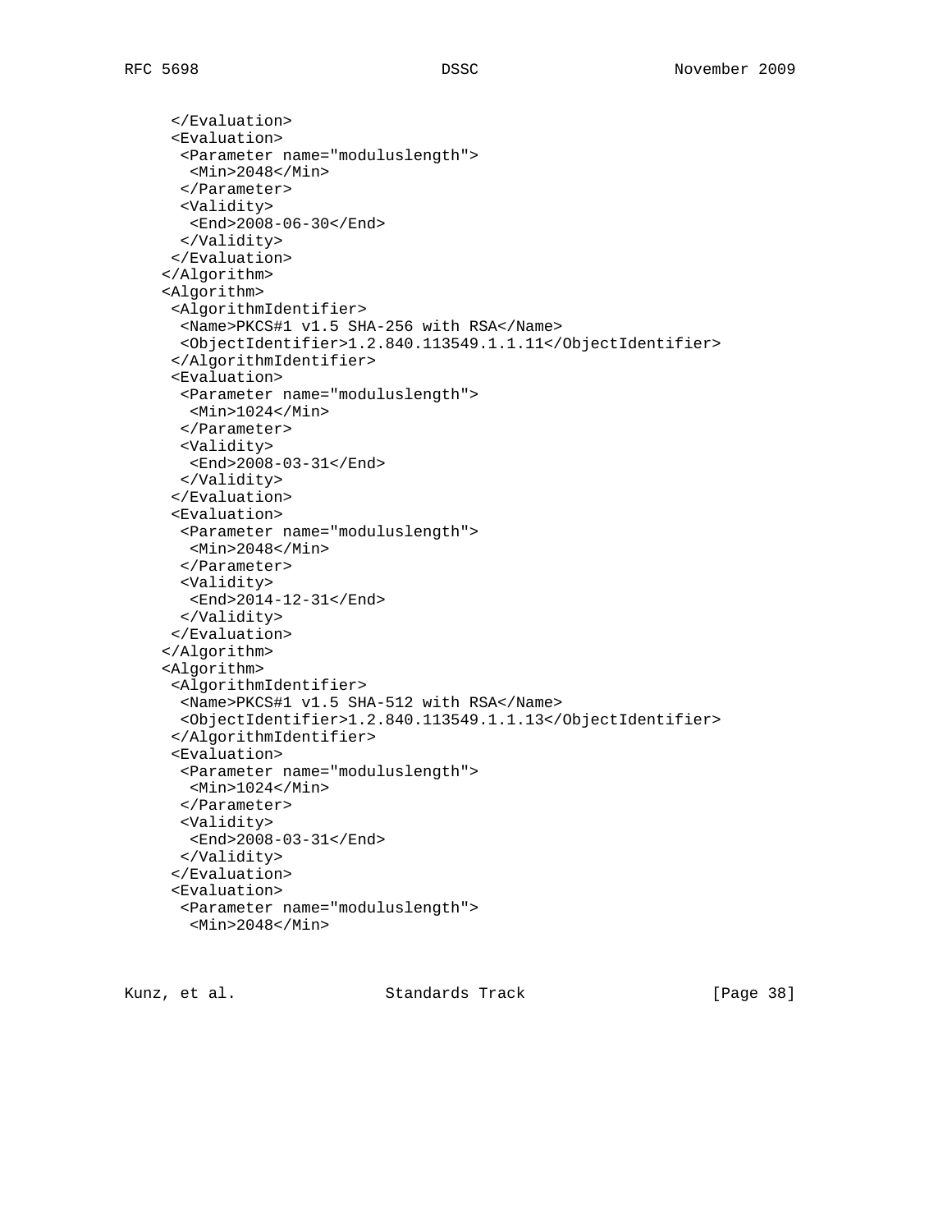```
     </Evaluation>
     <Evaluation>
      <Parameter name="moduluslength">
       <Min>2048</Min>
      </Parameter>
      <Validity>
       <End>2008-06-30</End>
      </Validity>
     </Evaluation>
    </Algorithm>
    <Algorithm>
     <AlgorithmIdentifier>
      <Name>PKCS#1 v1.5 SHA-256 with RSA</Name>
      <ObjectIdentifier>1.2.840.113549.1.1.11</ObjectIdentifier>
     </AlgorithmIdentifier>
     <Evaluation>
      <Parameter name="moduluslength">
       <Min>1024</Min>
      </Parameter>
      <Validity>
       <End>2008-03-31</End>
      </Validity>
     </Evaluation>
     <Evaluation>
      <Parameter name="moduluslength">
       <Min>2048</Min>
      </Parameter>
      <Validity>
       <End>2014-12-31</End>
      </Validity>
     </Evaluation>
    </Algorithm>
    <Algorithm>
     <AlgorithmIdentifier>
      <Name>PKCS#1 v1.5 SHA-512 with RSA</Name>
      <ObjectIdentifier>1.2.840.113549.1.1.13</ObjectIdentifier>
     </AlgorithmIdentifier>
     <Evaluation>
      <Parameter name="moduluslength">
       <Min>1024</Min>
      </Parameter>
      <Validity>
       <End>2008-03-31</End>
      </Validity>
     </Evaluation>
     <Evaluation>
      <Parameter name="moduluslength">
       <Min>2048</Min>
```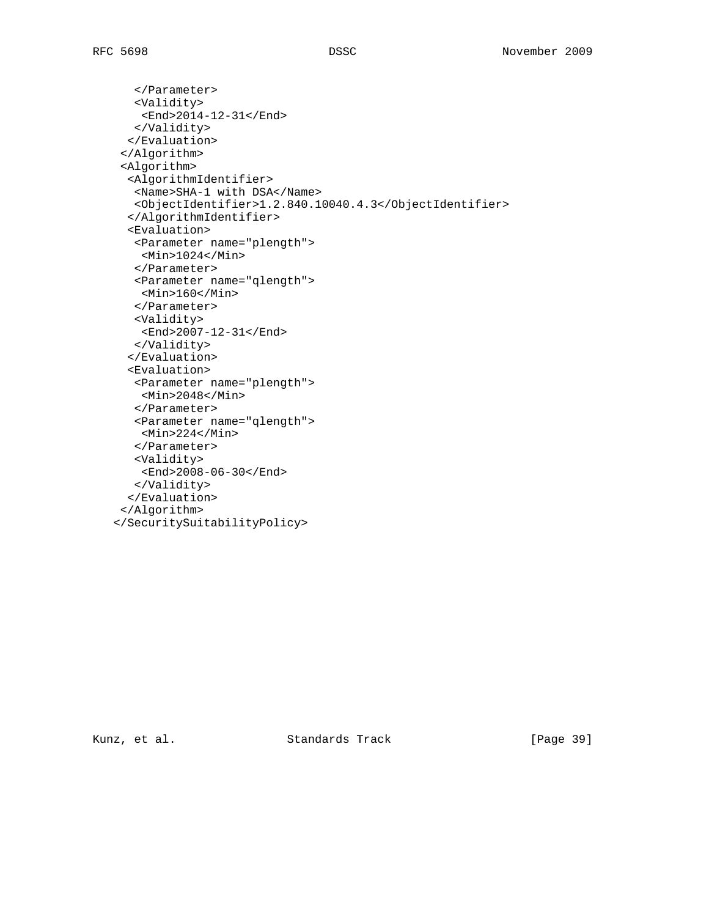```
     </Parameter>
     <Validity>
      <End>2014-12-31</End>
     </Validity>
    </Evaluation>
   </Algorithm>
   <Algorithm>
    <AlgorithmIdentifier>
     <Name>SHA-1 with DSA</Name>
     <ObjectIdentifier>1.2.840.10040.4.3</ObjectIdentifier>
    </AlgorithmIdentifier>
    <Evaluation>
     <Parameter name="plength">
      <Min>1024</Min>
     </Parameter>
     <Parameter name="qlength">
      <Min>160</Min>
     </Parameter>
     <Validity>
      <End>2007-12-31</End>
     </Validity>
    </Evaluation>
    <Evaluation>
     <Parameter name="plength">
      <Min>2048</Min>
     </Parameter>
     <Parameter name="qlength">
      <Min>224</Min>
     </Parameter>
     <Validity>
      <End>2008-06-30</End>
     </Validity>
    </Evaluation>
   </Algorithm>
  </SecuritySuitabilityPolicy>
```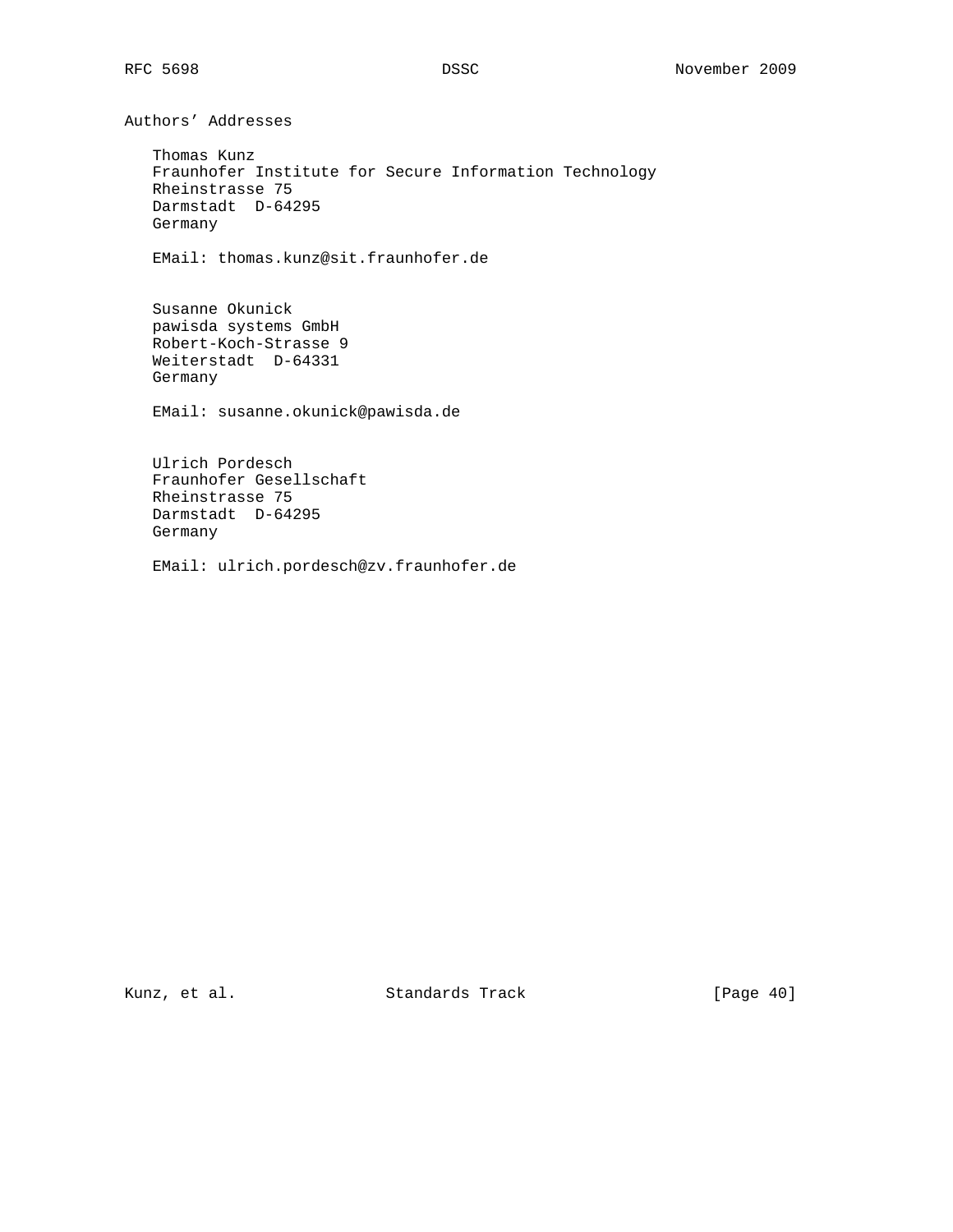## Authors' Addresses

Thomas Kunz
Fraunhofer Institute for Secure Information Technology
Rheinstrasse 75
Darmstadt D-64295
Germany

EMail: thomas.kunz@sit.fraunhofer.de

Susanne Okunick
pawisda systems GmbH
Robert-Koch-Strasse 9
Weiterstadt D-64331
Germany

EMail: susanne.okunick@pawisda.de

Ulrich Pordesch
Fraunhofer Gesellschaft
Rheinstrasse 75
Darmstadt D-64295
Germany

EMail: ulrich.pordesch@zv.fraunhofer.de